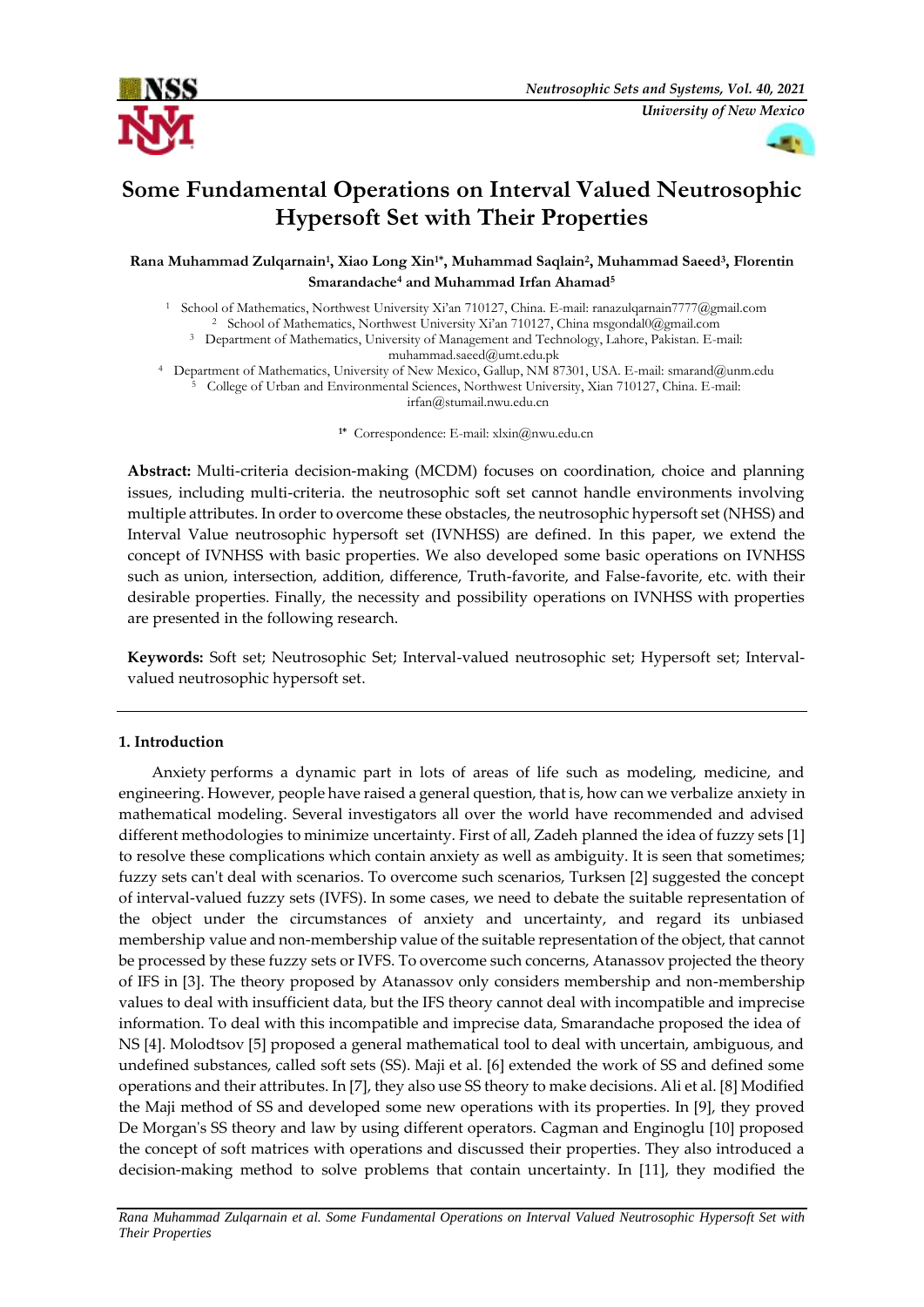# Some Fundamental Operations on Interval Valued Neutrosophic Hypersoft Set with Their Properties

**Rana Muhammad Zulqarnain[1], Xiao Long Xin[1*], Muhammad Saqlain[2], Muhammad Saeed[3], Florentin Smarandache[4] and Muhammad Irfan Ahamad[5]**

[1] School of Mathematics, Northwest University Xi'an 710127, China. E-mail: ranazulqarnain7777@gmail.com
[2] School of Mathematics, Northwest University Xi'an 710127, China msgondal0@gmail.com
[3] Department of Mathematics, University of Management and Technology, Lahore, Pakistan. E-mail: muhammad.saeed@umt.edu.pk
[4] Department of Mathematics, University of New Mexico, Gallup, NM 87301, USA. E-mail: smarand@unm.edu
[5] College of Urban and Environmental Sciences, Northwest University, Xian 710127, China. E-mail: irfan@stumail.nwu.edu.cn

[1*] Correspondence: E-mail: xlxin@nwu.edu.cn

**Abstract:** Multi-criteria decision-making (MCDM) focuses on coordination, choice and planning issues, including multi-criteria. the neutrosophic soft set cannot handle environments involving multiple attributes. In order to overcome these obstacles, the neutrosophic hypersoft set (NHSS) and Interval Value neutrosophic hypersoft set (IVNHSS) are defined. In this paper, we extend the concept of IVNHSS with basic properties. We also developed some basic operations on IVNHSS such as union, intersection, addition, difference, Truth-favorite, and False-favorite, etc. with their desirable properties. Finally, the necessity and possibility operations on IVNHSS with properties are presented in the following research.

**Keywords:** Soft set; Neutrosophic Set; Interval-valued neutrosophic set; Hypersoft set; Interval-valued neutrosophic hypersoft set.

## 1. Introduction

Anxiety performs a dynamic part in lots of areas of life such as modeling, medicine, and engineering. However, people have raised a general question, that is, how can we verbalize anxiety in mathematical modeling. Several investigators all over the world have recommended and advised different methodologies to minimize uncertainty. First of all, Zadeh planned the idea of fuzzy sets [1] to resolve these complications which contain anxiety as well as ambiguity. It is seen that sometimes; fuzzy sets can't deal with scenarios. To overcome such scenarios, Turksen [2] suggested the concept of interval-valued fuzzy sets (IVFS). In some cases, we need to debate the suitable representation of the object under the circumstances of anxiety and uncertainty, and regard its unbiased membership value and non-membership value of the suitable representation of the object, that cannot be processed by these fuzzy sets or IVFS. To overcome such concerns, Atanassov projected the theory of IFS in [3]. The theory proposed by Atanassov only considers membership and non-membership values to deal with insufficient data, but the IFS theory cannot deal with incompatible and imprecise information. To deal with this incompatible and imprecise data, Smarandache proposed the idea of NS [4]. Molodtsov [5] proposed a general mathematical tool to deal with uncertain, ambiguous, and undefined substances, called soft sets (SS). Maji et al. [6] extended the work of SS and defined some operations and their attributes. In [7], they also use SS theory to make decisions. Ali et al. [8] Modified the Maji method of SS and developed some new operations with its properties. In [9], they proved De Morgan's SS theory and law by using different operators. Cagman and Enginoglu [10] proposed the concept of soft matrices with operations and discussed their properties. They also introduced a decision-making method to solve problems that contain uncertainty. In [11], they modified the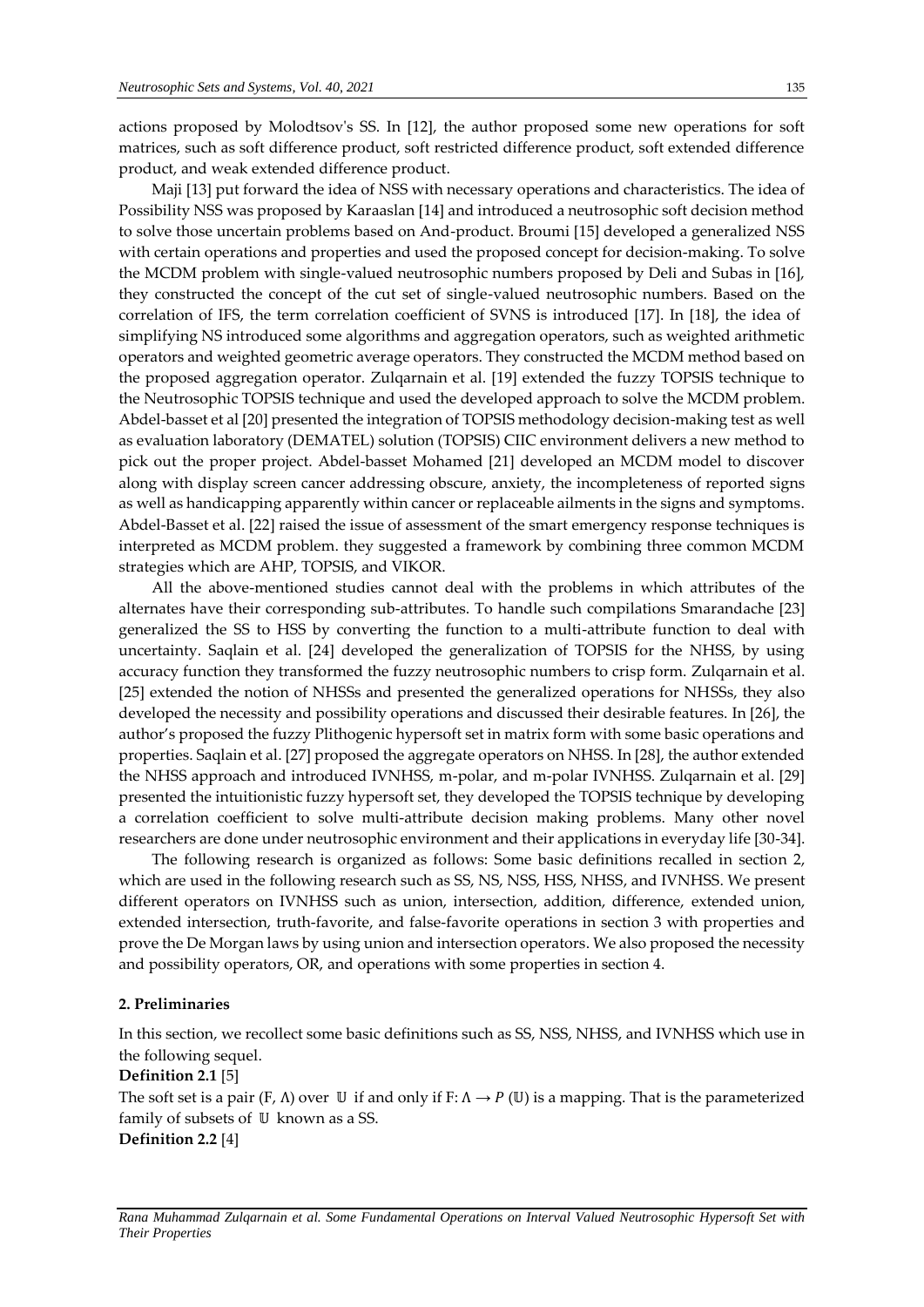actions proposed by Molodtsov's SS. In [12], the author proposed some new operations for soft matrices, such as soft difference product, soft restricted difference product, soft extended difference product, and weak extended difference product.

Maji [13] put forward the idea of NSS with necessary operations and characteristics. The idea of Possibility NSS was proposed by Karaaslan [14] and introduced a neutrosophic soft decision method to solve those uncertain problems based on And-product. Broumi [15] developed a generalized NSS with certain operations and properties and used the proposed concept for decision-making. To solve the MCDM problem with single-valued neutrosophic numbers proposed by Deli and Subas in [16], they constructed the concept of the cut set of single-valued neutrosophic numbers. Based on the correlation of IFS, the term correlation coefficient of SVNS is introduced [17]. In [18], the idea of simplifying NS introduced some algorithms and aggregation operators, such as weighted arithmetic operators and weighted geometric average operators. They constructed the MCDM method based on the proposed aggregation operator. Zulqarnain et al. [19] extended the fuzzy TOPSIS technique to the Neutrosophic TOPSIS technique and used the developed approach to solve the MCDM problem. Abdel-basset et al [20] presented the integration of TOPSIS methodology decision-making test as well as evaluation laboratory (DEMATEL) solution (TOPSIS) CIIC environment delivers a new method to pick out the proper project. Abdel-basset Mohamed [21] developed an MCDM model to discover along with display screen cancer addressing obscure, anxiety, the incompleteness of reported signs as well as handicapping apparently within cancer or replaceable ailments in the signs and symptoms. Abdel-Basset et al. [22] raised the issue of assessment of the smart emergency response techniques is interpreted as MCDM problem. they suggested a framework by combining three common MCDM strategies which are AHP, TOPSIS, and VIKOR.

All the above-mentioned studies cannot deal with the problems in which attributes of the alternates have their corresponding sub-attributes. To handle such compilations Smarandache [23] generalized the SS to HSS by converting the function to a multi-attribute function to deal with uncertainty. Saqlain et al. [24] developed the generalization of TOPSIS for the NHSS, by using accuracy function they transformed the fuzzy neutrosophic numbers to crisp form. Zulqarnain et al. [25] extended the notion of NHSSs and presented the generalized operations for NHSSs, they also developed the necessity and possibility operations and discussed their desirable features. In [26], the author's proposed the fuzzy Plithogenic hypersoft set in matrix form with some basic operations and properties. Saqlain et al. [27] proposed the aggregate operators on NHSS. In [28], the author extended the NHSS approach and introduced IVNHSS, m-polar, and m-polar IVNHSS. Zulqarnain et al. [29] presented the intuitionistic fuzzy hypersoft set, they developed the TOPSIS technique by developing a correlation coefficient to solve multi-attribute decision making problems. Many other novel researchers are done under neutrosophic environment and their applications in everyday life [30-34].

The following research is organized as follows: Some basic definitions recalled in section 2, which are used in the following research such as SS, NS, NSS, HSS, NHSS, and IVNHSS. We present different operators on IVNHSS such as union, intersection, addition, difference, extended union, extended intersection, truth-favorite, and false-favorite operations in section 3 with properties and prove the De Morgan laws by using union and intersection operators. We also proposed the necessity and possibility operators, OR, and operations with some properties in section 4.

## 2. Preliminaries

In this section, we recollect some basic definitions such as SS, NSS, NHSS, and IVNHSS which use in the following sequel.

**Definition 2.1** [5]

The soft set is a pair $(F, \Lambda)$ over $\mathbb{U}$ if and only if $F: \Lambda \rightarrow P(\mathbb{U})$ is a mapping. That is the parameterized family of subsets of $\mathbb{U}$ known as a SS.

**Definition 2.2** [4]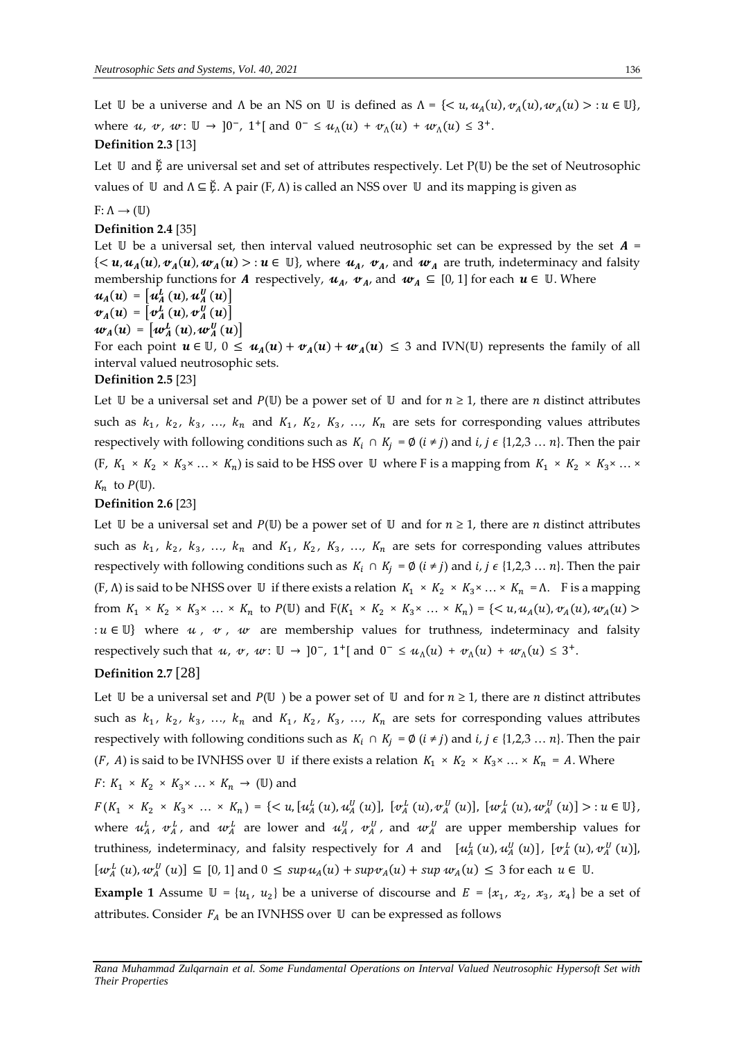Let $\mathbb{U}$ be a universe and $\Lambda$ be an NS on $\mathbb{U}$ is defined as $\Lambda = \{< u, u_A(u), v_A(u), w_A(u) > : u \in \mathbb{U}\}$, where $u, v, w: \mathbb{U} \rightarrow ]0^-, 1^+[$ and $0^- \leq u_\Lambda(u) + v_\Lambda(u) + w_\Lambda(u) \leq 3^+$.

**Definition 2.3** [13]

Let $\mathbb{U}$ and $\breve{E}$ are universal set and set of attributes respectively. Let $P(\mathbb{U})$ be the set of Neutrosophic values of $\mathbb{U}$ and $\Lambda \subseteq \breve{E}$. A pair $(F, \Lambda)$ is called an NSS over $\mathbb{U}$ and its mapping is given as

$F: \Lambda \rightarrow (\mathbb{U})$

**Definition 2.4** [35]

Let $\mathbb{U}$ be a universal set, then interval valued neutrosophic set can be expressed by the set $\boldsymbol{A} = \{< \boldsymbol{u}, \boldsymbol{u_A(u)}, \boldsymbol{v_A(u)}, \boldsymbol{w_A(u)} > : \boldsymbol{u} \in \mathbb{U}\}$, where $\boldsymbol{u_A}$, $\boldsymbol{v_A}$, and $\boldsymbol{w_A}$ are truth, indeterminacy and falsity membership functions for $\boldsymbol{A}$ respectively, $\boldsymbol{u_A}$, $\boldsymbol{v_A}$, and $\boldsymbol{w_A} \subseteq [0, 1]$ for each $\boldsymbol{u} \in \mathbb{U}$. Where

$\boldsymbol{u_A(u)} = [\boldsymbol{u_A^L(u)}, \boldsymbol{u_A^U(u)}]$

$\boldsymbol{v_A(u)} = [\boldsymbol{v_A^L(u)}, \boldsymbol{v_A^U(u)}]$

$\boldsymbol{w_A(u)} = [\boldsymbol{w_A^L(u)}, \boldsymbol{w_A^U(u)}]$

For each point $\boldsymbol{u} \in \mathbb{U}$, $0 \leq \boldsymbol{u_A(u)} + \boldsymbol{v_A(u)} + \boldsymbol{w_A(u)} \leq 3$ and IVN($\mathbb{U}$) represents the family of all interval valued neutrosophic sets.

**Definition 2.5** [23]

Let $\mathbb{U}$ be a universal set and $P(\mathbb{U})$ be a power set of $\mathbb{U}$ and for $n \geq 1$, there are $n$ distinct attributes such as $k_1, k_2, k_3, \ldots, k_n$ and $K_1, K_2, K_3, \ldots, K_n$ are sets for corresponding values attributes respectively with following conditions such as $K_i \cap K_j = \emptyset$ $(i \neq j)$ and $i, j \in \{1,2,3 \ldots n\}$. Then the pair $(F, K_1 \times K_2 \times K_3 \times \ldots \times K_n)$ is said to be HSS over $\mathbb{U}$ where F is a mapping from $K_1 \times K_2 \times K_3 \times \ldots \times K_n$ to $P(\mathbb{U})$.

**Definition 2.6** [23]

Let $\mathbb{U}$ be a universal set and $P(\mathbb{U})$ be a power set of $\mathbb{U}$ and for $n \geq 1$, there are $n$ distinct attributes such as $k_1, k_2, k_3, \ldots, k_n$ and $K_1, K_2, K_3, \ldots, K_n$ are sets for corresponding values attributes respectively with following conditions such as $K_i \cap K_j = \emptyset$ $(i \neq j)$ and $i, j \in \{1,2,3 \ldots n\}$. Then the pair $(F, \Lambda)$ is said to be NHSS over $\mathbb{U}$ if there exists a relation $K_1 \times K_2 \times K_3 \times \ldots \times K_n = \Lambda$. F is a mapping from $K_1 \times K_2 \times K_3 \times \ldots \times K_n$ to $P(\mathbb{U})$ and $F(K_1 \times K_2 \times K_3 \times \ldots \times K_n) = \{< u, u_A(u), v_A(u), w_A(u) > : u \in \mathbb{U}\}$ where $u$, $v$, $w$ are membership values for truthness, indeterminacy and falsity respectively such that $u, v, w: \mathbb{U} \rightarrow ]0^-, 1^+[$ and $0^- \leq u_\Lambda(u) + v_\Lambda(u) + w_\Lambda(u) \leq 3^+$.

**Definition 2.7** [28]

Let $\mathbb{U}$ be a universal set and $P(\mathbb{U})$ be a power set of $\mathbb{U}$ and for $n \geq 1$, there are $n$ distinct attributes such as $k_1, k_2, k_3, \ldots, k_n$ and $K_1, K_2, K_3, \ldots, K_n$ are sets for corresponding values attributes respectively with following conditions such as $K_i \cap K_j = \emptyset$ $(i \neq j)$ and $i, j \in \{1,2,3 \ldots n\}$. Then the pair $(F, A)$ is said to be IVNHSS over $\mathbb{U}$ if there exists a relation $K_1 \times K_2 \times K_3 \times \ldots \times K_n = A$. Where

$F: K_1 \times K_2 \times K_3 \times \ldots \times K_n \rightarrow (\mathbb{U})$ and

$F(K_1 \times K_2 \times K_3 \times \ldots \times K_n) = \{< u, [u_A^L(u), u_A^U(u)], [v_A^L(u), v_A^U(u)], [w_A^L(u), w_A^U(u)] > : u \in \mathbb{U}\}$, where $u_A^L$, $v_A^L$, and $w_A^L$ are lower and $u_A^U$, $v_A^U$, and $w_A^U$ are upper membership values for truthiness, indeterminacy, and falsity respectively for $A$ and $[u_A^L(u), u_A^U(u)]$, $[v_A^L(u), v_A^U(u)]$, $[w_A^L(u), w_A^U(u)] \subseteq [0, 1]$ and $0 \leq \sup u_A(u) + \sup v_A(u) + \sup w_A(u) \leq 3$ for each $u \in \mathbb{U}$.

**Example 1** Assume $\mathbb{U} = \{u_1, u_2\}$ be a universe of discourse and $E = \{x_1, x_2, x_3, x_4\}$ be a set of attributes. Consider $F_A$ be an IVNHSS over $\mathbb{U}$ can be expressed as follows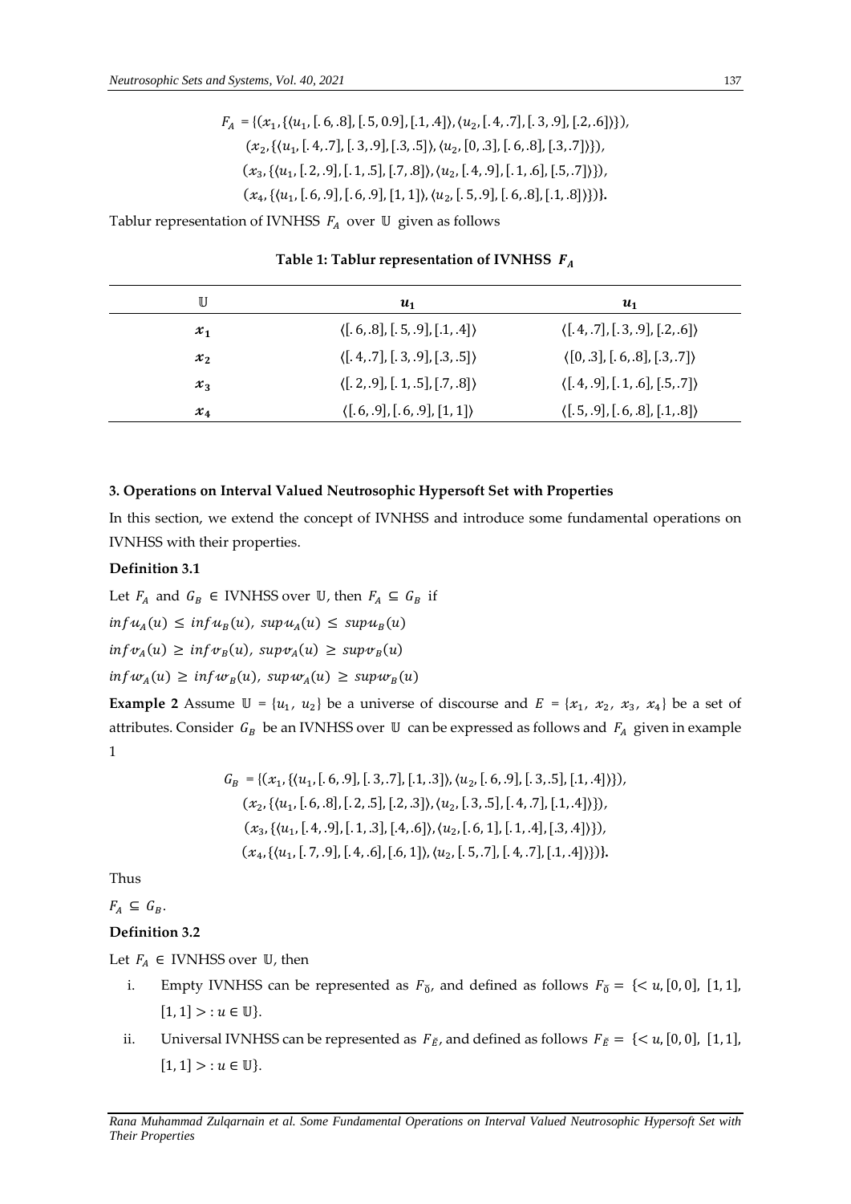$$F_A = \{(x_1, \{\langle u_1, [.6, .8], [.5, 0.9], [.1, .4]\rangle, \langle u_2, [.4, .7], [.3, .9], [.2, .6]\rangle\}),$$
$$(x_2, \{\langle u_1, [.4, .7], [.3, .9], [.3, .5]\rangle, \langle u_2, [0, .3], [.6, .8], [.3, .7]\rangle\}),$$
$$(x_3, \{\langle u_1, [.2, .9], [.1, .5], [.7, .8]\rangle, \langle u_2, [.4, .9], [.1, .6], [.5, .7]\rangle\}),$$
$$(x_4, \{\langle u_1, [.6, .9], [.6, .9], [1, 1]\rangle, \langle u_2, [.5, .9], [.6, .8], [.1, .8]\rangle\})\}.$$

Tablur representation of IVNHSS $F_A$ over $\mathbb{U}$ given as follows

**Table 1: Tablur representation of IVNHSS $F_A$**

| $\mathbb{U}$ | $u_1$ | $u_1$ |
|---|---|---|
| $x_1$ | $\langle [.6, .8], [.5, .9], [.1, .4] \rangle$ | $\langle [.4, .7], [.3, .9], [.2, .6] \rangle$ |
| $x_2$ | $\langle [.4, .7], [.3, .9], [.3, .5] \rangle$ | $\langle [0, .3], [.6, .8], [.3, .7] \rangle$ |
| $x_3$ | $\langle [.2, .9], [.1, .5], [.7, .8] \rangle$ | $\langle [.4, .9], [.1, .6], [.5, .7] \rangle$ |
| $x_4$ | $\langle [.6, .9], [.6, .9], [1, 1] \rangle$ | $\langle [.5, .9], [.6, .8], [.1, .8] \rangle$ |

### 3. Operations on Interval Valued Neutrosophic Hypersoft Set with Properties

In this section, we extend the concept of IVNHSS and introduce some fundamental operations on IVNHSS with their properties.

**Definition 3.1**

Let $F_A$ and $G_B \in$ IVNHSS over $\mathbb{U}$, then $F_A \subseteq G_B$ if

$inf\,u_A(u) \leq inf\,u_B(u),\ sup\,u_A(u) \leq sup\,u_B(u)$

$inf\,v_A(u) \geq inf\,v_B(u),\ sup\,v_A(u) \geq sup\,v_B(u)$

$inf\,w_A(u) \geq inf\,w_B(u),\ sup\,w_A(u) \geq sup\,w_B(u)$

**Example 2** Assume $\mathbb{U} = \{u_1, u_2\}$ be a universe of discourse and $E = \{x_1, x_2, x_3, x_4\}$ be a set of attributes. Consider $G_B$ be an IVNHSS over $\mathbb{U}$ can be expressed as follows and $F_A$ given in example 1

$$G_B = \{(x_1, \{\langle u_1, [.6, .9], [.3, .7], [.1, .3]\rangle, \langle u_2, [.6, .9], [.3, .5], [.1, .4]\rangle\}),$$
$$(x_2, \{\langle u_1, [.6, .8], [.2, .5], [.2, .3]\rangle, \langle u_2, [.3, .5], [.4, .7], [.1, .4]\rangle\}),$$
$$(x_3, \{\langle u_1, [.4, .9], [.1, .3], [.4, .6]\rangle, \langle u_2, [.6, 1], [.1, .4], [.3, .4]\rangle\}),$$
$$(x_4, \{\langle u_1, [.7, .9], [.4, .6], [.6, 1]\rangle, \langle u_2, [.5, .7], [.4, .7], [.1, .4]\rangle\})\}.$$

Thus

$F_A \subseteq G_B$.

**Definition 3.2**

Let $F_A \in$ IVNHSS over $\mathbb{U}$, then

i. Empty IVNHSS can be represented as $F_{\breve{\emptyset}}$, and defined as follows $F_{\breve{\emptyset}} = \{< u, [0, 0],\ [1, 1],\ [1, 1] >: u \in \mathbb{U}\}$.

ii. Universal IVNHSS can be represented as $F_{\breve{E}}$, and defined as follows $F_{\breve{E}} = \{< u, [0, 0],\ [1, 1],\ [1, 1] >: u \in \mathbb{U}\}$.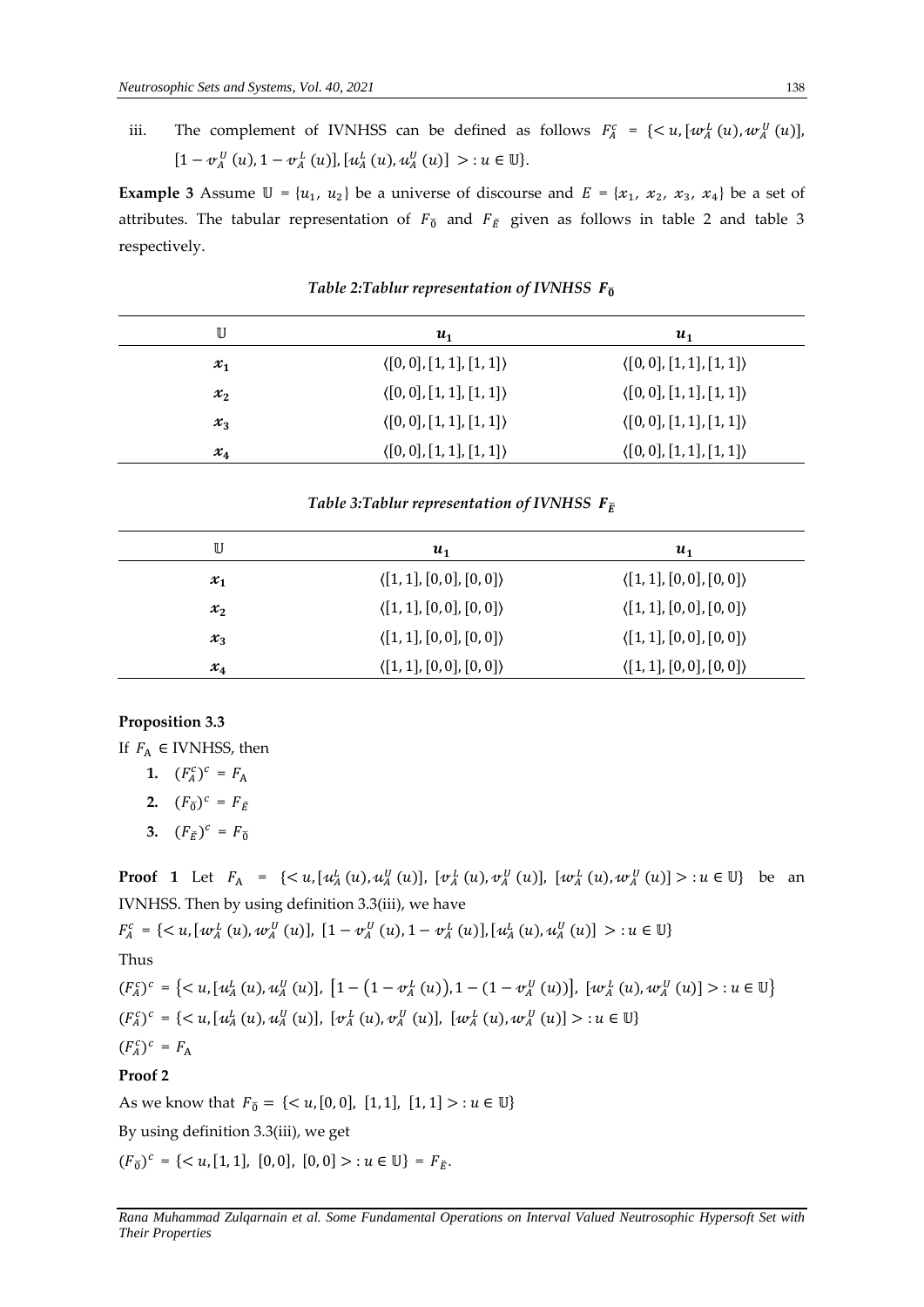iii. The complement of IVNHSS can be defined as follows $F_A^c = \{< u, [w_A^L(u), w_A^U(u)], [1 - v_A^U(u), 1 - v_A^L(u)], [u_A^L(u), u_A^U(u)] > : u \in \mathbb{U}\}$.

**Example 3** Assume $\mathbb{U} = \{u_1, u_2\}$ be a universe of discourse and $E = \{x_1, x_2, x_3, x_4\}$ be a set of attributes. The tabular representation of $F_{\breve{0}}$ and $F_{\breve{E}}$ given as follows in table 2 and table 3 respectively.

*Table 2:Tablur representation of IVNHSS $F_{\breve{0}}$*

| $\mathbb{U}$ | $u_1$ | $u_1$ |
|---|---|---|
| $x_1$ | $\langle [0, 0], [1, 1], [1, 1] \rangle$ | $\langle [0, 0], [1, 1], [1, 1] \rangle$ |
| $x_2$ | $\langle [0, 0], [1, 1], [1, 1] \rangle$ | $\langle [0, 0], [1, 1], [1, 1] \rangle$ |
| $x_3$ | $\langle [0, 0], [1, 1], [1, 1] \rangle$ | $\langle [0, 0], [1, 1], [1, 1] \rangle$ |
| $x_4$ | $\langle [0, 0], [1, 1], [1, 1] \rangle$ | $\langle [0, 0], [1, 1], [1, 1] \rangle$ |

*Table 3:Tablur representation of IVNHSS $F_{\breve{E}}$*

| $\mathbb{U}$ | $u_1$ | $u_1$ |
|---|---|---|
| $x_1$ | $\langle [1, 1], [0, 0], [0, 0] \rangle$ | $\langle [1, 1], [0, 0], [0, 0] \rangle$ |
| $x_2$ | $\langle [1, 1], [0, 0], [0, 0] \rangle$ | $\langle [1, 1], [0, 0], [0, 0] \rangle$ |
| $x_3$ | $\langle [1, 1], [0, 0], [0, 0] \rangle$ | $\langle [1, 1], [0, 0], [0, 0] \rangle$ |
| $x_4$ | $\langle [1, 1], [0, 0], [0, 0] \rangle$ | $\langle [1, 1], [0, 0], [0, 0] \rangle$ |

**Proposition 3.3**

If $F_A \in$ IVNHSS, then

1. $(F_A^c)^c = F_A$
2. $(F_{\breve{0}})^c = F_{\breve{E}}$
3. $(F_{\breve{E}})^c = F_{\breve{0}}$

**Proof 1** Let $F_A = \{< u, [u_A^L(u), u_A^U(u)], [v_A^L(u), v_A^U(u)], [w_A^L(u), w_A^U(u)] > : u \in \mathbb{U}\}$ be an IVNHSS. Then by using definition 3.3(iii), we have

$F_A^c = \{< u, [w_A^L(u), w_A^U(u)], [1 - v_A^U(u), 1 - v_A^L(u)], [u_A^L(u), u_A^U(u)] > : u \in \mathbb{U}\}$

Thus

$(F_A^c)^c = \{< u, [u_A^L(u), u_A^U(u)], [1 - (1 - v_A^L(u)), 1 - (1 - v_A^U(u))], [w_A^L(u), w_A^U(u)] > : u \in \mathbb{U}\}$

$(F_A^c)^c = \{< u, [u_A^L(u), u_A^U(u)], [v_A^L(u), v_A^U(u)], [w_A^L(u), w_A^U(u)] > : u \in \mathbb{U}\}$

$(F_A^c)^c = F_A$

**Proof 2**

As we know that $F_{\breve{0}} = \{< u, [0, 0], [1, 1], [1, 1] > : u \in \mathbb{U}\}$

By using definition 3.3(iii), we get

$(F_{\breve{0}})^c = \{< u, [1, 1], [0, 0], [0, 0] > : u \in \mathbb{U}\} = F_{\breve{E}}$.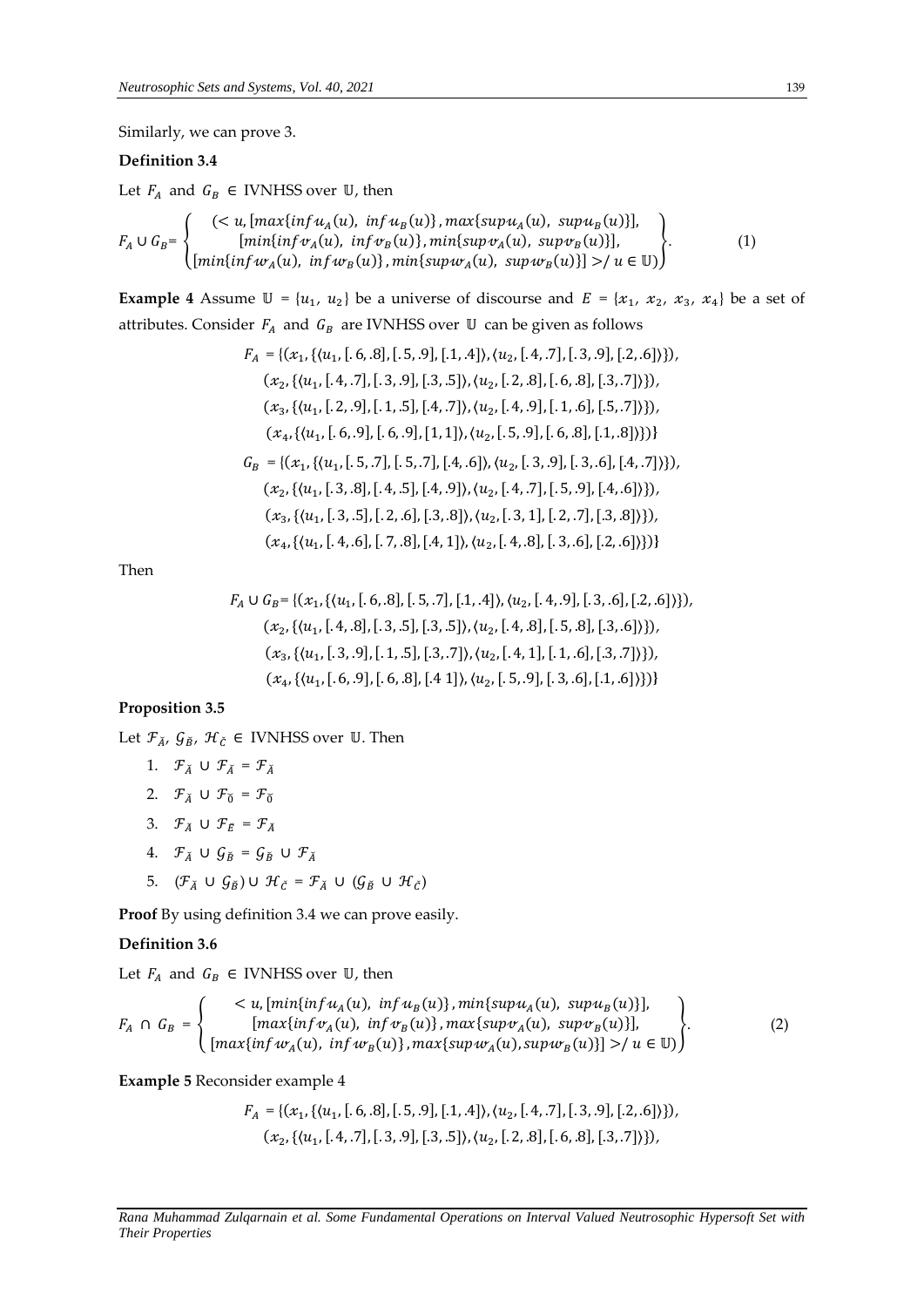Similarly, we can prove 3.

**Definition 3.4**

Let $F_A$ and $G_B \in$ IVNHSS over $\mathbb{U}$, then

$$F_A \cup G_B = \left\{ \begin{array}{c} (< u, [max\{inf\,u_A(u),\ inf\,u_B(u)\}, max\{sup\,u_A(u),\ sup\,u_B(u)\}], \\ [min\{inf\,v_A(u),\ inf\,v_B(u)\}, min\{sup\,v_A(u),\ sup\,v_B(u)\}], \\ [min\{inf\,w_A(u),\ inf\,w_B(u)\}, min\{sup\,w_A(u),\ sup\,w_B(u)\}] > / \ u \in \mathbb{U}) \end{array} \right\}. \quad (1)$$

**Example 4** Assume $\mathbb{U} = \{u_1, u_2\}$ be a universe of discourse and $E = \{x_1, x_2, x_3, x_4\}$ be a set of attributes. Consider $F_A$ and $G_B$ are IVNHSS over $\mathbb{U}$ can be given as follows

$$\begin{aligned} F_A = \{&(x_1, \{\langle u_1, [.6, .8], [.5, .9], [.1, .4]\rangle, \langle u_2, [.4, .7], [.3, .9], [.2, .6]\rangle\}), \\ &(x_2, \{\langle u_1, [.4, .7], [.3, .9], [.3, .5]\rangle, \langle u_2, [.2, .8], [.6, .8], [.3, .7]\rangle\}), \\ &(x_3, \{\langle u_1, [.2, .9], [.1, .5], [.4, .7]\rangle, \langle u_2, [.4, .9], [.1, .6], [.5, .7]\rangle\}), \\ &(x_4, \{\langle u_1, [.6, .9], [.6, .9], [1, 1]\rangle, \langle u_2, [.5, .9], [.6, .8], [.1, .8]\rangle\})\} \end{aligned}$$

$$\begin{aligned} G_B = \{&(x_1, \{\langle u_1, [.5, .7], [.5, .7], [.4, .6]\rangle, \langle u_2, [.3, .9], [.3, .6], [.4, .7]\rangle\}), \\ &(x_2, \{\langle u_1, [.3, .8], [.4, .5], [.4, .9]\rangle, \langle u_2, [.4, .7], [.5, .9], [.4, .6]\rangle\}), \\ &(x_3, \{\langle u_1, [.3, .5], [.2, .6], [.3, .8]\rangle, \langle u_2, [.3, 1], [.2, .7], [.3, .8]\rangle\}), \\ &(x_4, \{\langle u_1, [.4, .6], [.7, .8], [.4, 1]\rangle, \langle u_2, [.4, .8], [.3, .6], [.2, .6]\rangle\})\} \end{aligned}$$

Then

$$\begin{aligned} F_A \cup G_B = \{&(x_1, \{\langle u_1, [.6, .8], [.5, .7], [.1, .4]\rangle, \langle u_2, [.4, .9], [.3, .6], [.2, .6]\rangle\}), \\ &(x_2, \{\langle u_1, [.4, .8], [.3, .5], [.3, .5]\rangle, \langle u_2, [.4, .8], [.5, .8], [.3, .6]\rangle\}), \\ &(x_3, \{\langle u_1, [.3, .9], [.1, .5], [.3, .7]\rangle, \langle u_2, [.4, 1], [.1, .6], [.3, .7]\rangle\}), \\ &(x_4, \{\langle u_1, [.6, .9], [.6, .8], [.4\ 1]\rangle, \langle u_2, [.5, .9], [.3, .6], [.1, .6]\rangle\})\} \end{aligned}$$

**Proposition 3.5**

Let $\mathcal{F}_{\breve{A}}$, $\mathcal{G}_{\breve{B}}$, $\mathcal{H}_{\breve{C}} \in$ IVNHSS over $\mathbb{U}$. Then

1. $\mathcal{F}_{\breve{A}} \cup \mathcal{F}_{\breve{A}} = \mathcal{F}_{\breve{A}}$
2. $\mathcal{F}_{\breve{A}} \cup \mathcal{F}_{\breve{0}} = \mathcal{F}_{\breve{0}}$
3. $\mathcal{F}_{\breve{A}} \cup \mathcal{F}_{\breve{E}} = \mathcal{F}_{\breve{A}}$
4. $\mathcal{F}_{\breve{A}} \cup \mathcal{G}_{\breve{B}} = \mathcal{G}_{\breve{B}} \cup \mathcal{F}_{\breve{A}}$
5. $(\mathcal{F}_{\breve{A}} \cup \mathcal{G}_{\breve{B}}) \cup \mathcal{H}_{\breve{C}} = \mathcal{F}_{\breve{A}} \cup (\mathcal{G}_{\breve{B}} \cup \mathcal{H}_{\breve{C}})$

**Proof** By using definition 3.4 we can prove easily.

**Definition 3.6**

Let $F_A$ and $G_B \in$ IVNHSS over $\mathbb{U}$, then

$$F_A \cap G_B = \left\{ \begin{array}{c} < u, [min\{inf\,u_A(u),\ inf\,u_B(u)\}, min\{sup\,u_A(u),\ sup\,u_B(u)\}], \\ [max\{inf\,v_A(u),\ inf\,v_B(u)\}, max\{sup\,v_A(u),\ sup\,v_B(u)\}], \\ [max\{inf\,w_A(u),\ inf\,w_B(u)\}, max\{sup\,w_A(u), sup\,w_B(u)\}] > / \ u \in \mathbb{U}) \end{array} \right\}. \quad (2)$$

**Example 5** Reconsider example 4

$$\begin{aligned} F_A = \{&(x_1, \{\langle u_1, [.6, .8], [.5, .9], [.1, .4]\rangle, \langle u_2, [.4, .7], [.3, .9], [.2, .6]\rangle\}), \\ &(x_2, \{\langle u_1, [.4, .7], [.3, .9], [.3, .5]\rangle, \langle u_2, [.2, .8], [.6, .8], [.3, .7]\rangle\}), \end{aligned}$$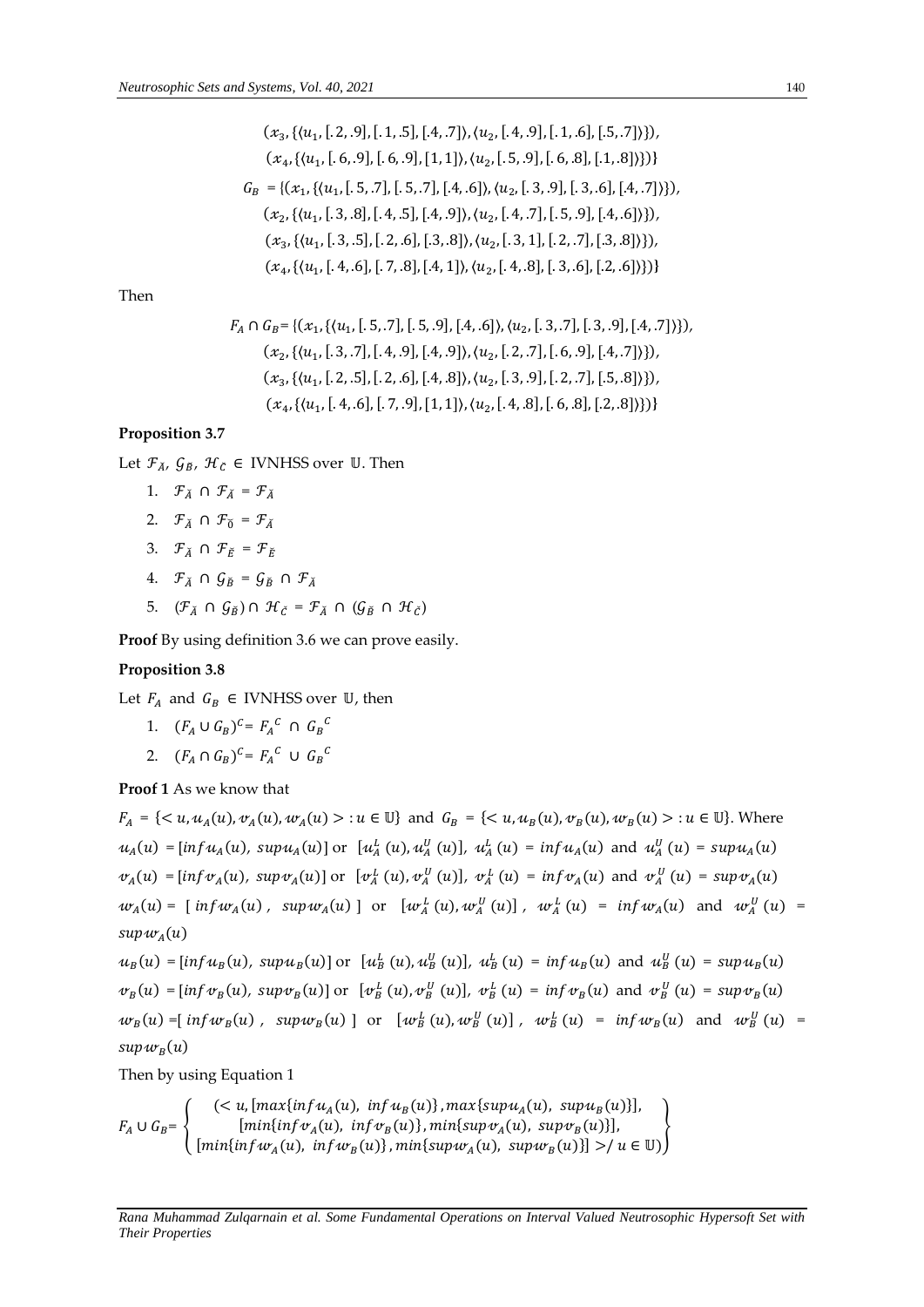$$(x_3, \{\langle u_1, [.2,.9], [.1,.5], [.4,.7]\rangle, \langle u_2, [.4,.9], [.1,.6], [.5,.7]\rangle\}),$$
$$(x_4, \{\langle u_1, [.6,.9], [.6,.9], [1,1]\rangle, \langle u_2, [.5,.9], [.6,.8], [.1,.8]\rangle\})\}$$
$$G_B = \{(x_1, \{\langle u_1, [.5,.7], [.5,.7], [.4,.6]\rangle, \langle u_2, [.3,.9], [.3,.6], [.4,.7]\rangle\}),$$
$$(x_2, \{\langle u_1, [.3,.8], [.4,.5], [.4,.9]\rangle, \langle u_2, [.4,.7], [.5,.9], [.4,.6]\rangle\}),$$
$$(x_3, \{\langle u_1, [.3,.5], [.2,.6], [.3,.8]\rangle, \langle u_2, [.3,1], [.2,.7], [.3,.8]\rangle\}),$$
$$(x_4, \{\langle u_1, [.4,.6], [.7,.8], [.4,1]\rangle, \langle u_2, [.4,.8], [.3,.6], [.2,.6]\rangle\})\}$$

Then

$$F_A \cap G_B = \{(x_1, \{\langle u_1, [.5,.7], [.5,.9], [.4,.6]\rangle, \langle u_2, [.3,.7], [.3,.9], [.4,.7]\rangle\}),$$
$$(x_2, \{\langle u_1, [.3,.7], [.4,.9], [.4,.9]\rangle, \langle u_2, [.2,.7], [.6,.9], [.4,.7]\rangle\}),$$
$$(x_3, \{\langle u_1, [.2,.5], [.2,.6], [.4,.8]\rangle, \langle u_2, [.3,.9], [.2,.7], [.5,.8]\rangle\}),$$
$$(x_4, \{\langle u_1, [.4,.6], [.7,.9], [1,1]\rangle, \langle u_2, [.4,.8], [.6,.8], [.2,.8]\rangle\})\}$$

**Proposition 3.7**

Let $\mathcal{F}_{\ddot{A}}$, $\mathcal{G}_{\ddot{B}}$, $\mathcal{H}_{\ddot{C}} \in$ IVNHSS over $\mathbb{U}$. Then

1. $\mathcal{F}_{\ddot{A}} \cap \mathcal{F}_{\ddot{A}} = \mathcal{F}_{\ddot{A}}$
2. $\mathcal{F}_{\ddot{A}} \cap \mathcal{F}_{\ddot{0}} = \mathcal{F}_{\ddot{A}}$
3. $\mathcal{F}_{\ddot{A}} \cap \mathcal{F}_{\ddot{E}} = \mathcal{F}_{\ddot{E}}$
4. $\mathcal{F}_{\ddot{A}} \cap \mathcal{G}_{\ddot{B}} = \mathcal{G}_{\ddot{B}} \cap \mathcal{F}_{\ddot{A}}$
5. $(\mathcal{F}_{\ddot{A}} \cap \mathcal{G}_{\ddot{B}}) \cap \mathcal{H}_{\ddot{C}} = \mathcal{F}_{\ddot{A}} \cap (\mathcal{G}_{\ddot{B}} \cap \mathcal{H}_{\ddot{C}})$

**Proof** By using definition 3.6 we can prove easily.

**Proposition 3.8**

Let $F_A$ and $G_B \in$ IVNHSS over $\mathbb{U}$, then

1. $(F_A \cup G_B)^C = {F_A}^C \cap {G_B}^C$
2. $(F_A \cap G_B)^C = {F_A}^C \cup {G_B}^C$

**Proof 1** As we know that

$F_A = \{< u, u_A(u), v_A(u), w_A(u) > : u \in \mathbb{U}\}$ and $G_B = \{< u, u_B(u), v_B(u), w_B(u) > : u \in \mathbb{U}\}$. Where

$u_A(u) = [inf\, u_A(u),\ sup\, u_A(u)]$ or $[u_A^L(u), u_A^U(u)]$, $u_A^L(u) = inf\, u_A(u)$ and $u_A^U(u) = sup\, u_A(u)$

$v_A(u) = [inf\, v_A(u),\ sup\, v_A(u)]$ or $[v_A^L(u), v_A^U(u)]$, $v_A^L(u) = inf\, v_A(u)$ and $v_A^U(u) = sup\, v_A(u)$

$w_A(u) = [\ inf\, w_A(u),\ sup\, w_A(u)\ ]$ or $[w_A^L(u), w_A^U(u)]$, $w_A^L(u) = inf\, w_A(u)$ and $w_A^U(u) = sup\, w_A(u)$

$u_B(u) = [inf\, u_B(u),\ sup\, u_B(u)]$ or $[u_B^L(u), u_B^U(u)]$, $u_B^L(u) = inf\, u_B(u)$ and $u_B^U(u) = sup\, u_B(u)$

$v_B(u) = [inf\, v_B(u),\ sup\, v_B(u)]$ or $[v_B^L(u), v_B^U(u)]$, $v_B^L(u) = inf\, v_B(u)$ and $v_B^U(u) = sup\, v_B(u)$

$w_B(u) = [\ inf\, w_B(u),\ sup\, w_B(u)\ ]$ or $[w_B^L(u), w_B^U(u)]$, $w_B^L(u) = inf\, w_B(u)$ and $w_B^U(u) = sup\, w_B(u)$

Then by using Equation 1

$$F_A \cup G_B = \left\{ \begin{array}{c} (< u, [max\{inf\, u_A(u),\ inf\, u_B(u)\}, max\{sup\, u_A(u),\ sup\, u_B(u)\}], \\ [min\{inf\, v_A(u),\ inf\, v_B(u)\}, min\{sup\, v_A(u),\ sup\, v_B(u)\}], \\ [min\{inf\, w_A(u),\ inf\, w_B(u)\}, min\{sup\, w_A(u),\ sup\, w_B(u)\}] > / \ u \in \mathbb{U}) \end{array} \right\}$$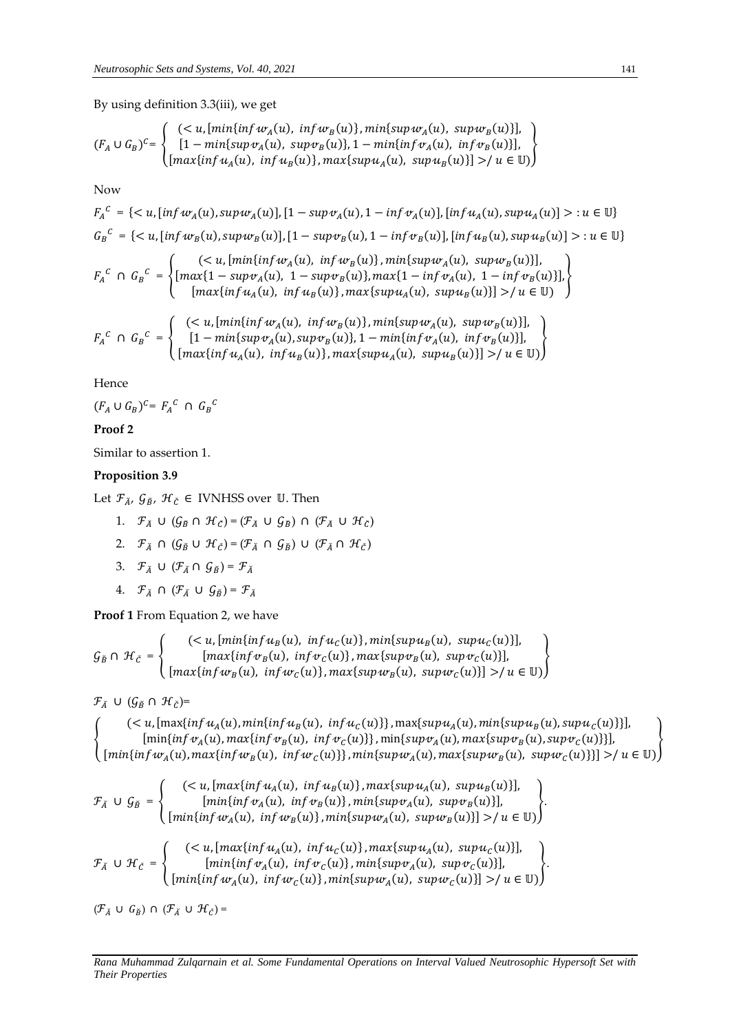By using definition 3.3(iii), we get

$$(F_A \cup G_B)^C = \left\{ \begin{array}{c} (< u, [min\{inf\,w_A(u),\ inf\,w_B(u)\}, min\{sup\,w_A(u),\ sup\,w_B(u)\}], \\ [1 - min\{sup\,v_A(u),\ sup\,v_B(u)\}, 1 - min\{inf\,v_A(u),\ inf\,v_B(u)\}], \\ [max\{inf\,u_A(u),\ inf\,u_B(u)\}, max\{sup\,u_A(u),\ sup\,u_B(u)\}] >/ u \in \mathbb{U}) \end{array} \right\}$$

Now

$$F_A{}^C = \{< u, [inf\,w_A(u), sup\,w_A(u)], [1 - sup\,v_A(u), 1 - inf\,v_A(u)], [inf\,u_A(u), sup\,u_A(u)] > : u \in \mathbb{U}\}$$

$$G_B{}^C = \{< u, [inf\,w_B(u), sup\,w_B(u)], [1 - sup\,v_B(u), 1 - inf\,v_B(u)], [inf\,u_B(u), sup\,u_B(u)] > : u \in \mathbb{U}\}$$

$$F_A{}^C \cap G_B{}^C = \left\{ \begin{array}{c} (< u, [min\{inf\,w_A(u),\ inf\,w_B(u)\}, min\{sup\,w_A(u),\ sup\,w_B(u)\}], \\ [max\{1 - sup\,v_A(u),\ 1 - sup\,v_B(u)\}, max\{1 - inf\,v_A(u),\ 1 - inf\,v_B(u)\}], \\ [max\{inf\,u_A(u),\ inf\,u_B(u)\}, max\{sup\,u_A(u),\ sup\,u_B(u)\}] >/ u \in \mathbb{U}) \end{array} \right\}$$

$$F_A{}^C \cap G_B{}^C = \left\{ \begin{array}{c} (< u, [min\{inf\,w_A(u),\ inf\,w_B(u)\}, min\{sup\,w_A(u),\ sup\,w_B(u)\}], \\ [1 - min\{sup\,v_A(u), sup\,v_B(u)\}, 1 - min\{inf\,v_A(u),\ inf\,v_B(u)\}], \\ [max\{inf\,u_A(u),\ inf\,u_B(u)\}, max\{sup\,u_A(u),\ sup\,u_B(u)\}] >/ u \in \mathbb{U}) \end{array} \right\}$$

Hence

$(F_A \cup G_B)^C = F_A{}^C \cap G_B{}^C$

**Proof 2**

Similar to assertion 1.

**Proposition 3.9**

Let $\mathcal{F}_{\ddot{A}}$, $\mathcal{G}_{\ddot{B}}$, $\mathcal{H}_{\ddot{C}} \in$ IVNHSS over $\mathbb{U}$. Then

1. $\mathcal{F}_{\ddot{A}} \cup (\mathcal{G}_{\ddot{B}} \cap \mathcal{H}_{C}) = (\mathcal{F}_{\ddot{A}} \cup \mathcal{G}_{\ddot{B}}) \cap (\mathcal{F}_{\ddot{A}} \cup \mathcal{H}_{C})$
2. $\mathcal{F}_{\ddot{A}} \cap (\mathcal{G}_{\ddot{B}} \cup \mathcal{H}_{\ddot{C}}) = (\mathcal{F}_{\ddot{A}} \cap \mathcal{G}_{\ddot{B}}) \cup (\mathcal{F}_{\ddot{A}} \cap \mathcal{H}_{\ddot{C}})$
3. $\mathcal{F}_{\ddot{A}} \cup (\mathcal{F}_{\ddot{A}} \cap \mathcal{G}_{\ddot{B}}) = \mathcal{F}_{\ddot{A}}$
4. $\mathcal{F}_{\ddot{A}} \cap (\mathcal{F}_{\ddot{A}} \cup \mathcal{G}_{\ddot{B}}) = \mathcal{F}_{\ddot{A}}$

**Proof 1** From Equation 2, we have

$$\mathcal{G}_{\ddot{B}} \cap \mathcal{H}_{\ddot{C}} = \left\{ \begin{array}{c} (< u, [min\{inf\,u_B(u),\ inf\,u_C(u)\}, min\{sup\,u_B(u),\ sup\,u_C(u)\}], \\ [max\{inf\,v_B(u),\ inf\,v_C(u)\}, max\{sup\,v_B(u),\ sup\,v_C(u)\}], \\ [max\{inf\,w_B(u),\ inf\,w_C(u)\}, max\{sup\,w_B(u),\ sup\,w_C(u)\}] >/ u \in \mathbb{U}) \end{array} \right\}$$

$\mathcal{F}_{\ddot{A}} \cup (\mathcal{G}_{\ddot{B}} \cap \mathcal{H}_{\ddot{C}})=$

$$\left\{ \begin{array}{c} (< u, [\max\{inf\,u_A(u), min\{inf\,u_B(u),\ inf\,u_C(u)\}\}, \max\{sup\,u_A(u), min\{sup\,u_B(u), sup\,u_C(u)\}\}], \\ [\min\{inf\,v_A(u), max\{inf\,v_B(u),\ inf\,v_C(u)\}\}, \min\{sup\,v_A(u), max\{sup\,v_B(u), sup\,v_C(u)\}\}], \\ [min\{inf\,w_A(u), max\{inf\,w_B(u),\ inf\,w_C(u)\}\}, min\{sup\,w_A(u), max\{sup\,w_B(u),\ sup\,w_C(u)\}\}] >/ u \in \mathbb{U}) \end{array} \right\}$$

$$\mathcal{F}_{\ddot{A}} \cup \mathcal{G}_{\ddot{B}} = \left\{ \begin{array}{c} (< u, [max\{inf\,u_A(u),\ inf\,u_B(u)\}, max\{sup\,u_A(u),\ sup\,u_B(u)\}], \\ [min\{inf\,v_A(u),\ inf\,v_B(u)\}, min\{sup\,v_A(u),\ sup\,v_B(u)\}], \\ [min\{inf\,w_A(u),\ inf\,w_B(u)\}, min\{sup\,w_A(u),\ sup\,w_B(u)\}] >/ u \in \mathbb{U}) \end{array} \right\}.$$

$$\mathcal{F}_{\ddot{A}} \cup \mathcal{H}_{\ddot{C}} = \left\{ \begin{array}{c} (< u, [max\{inf\,u_A(u),\ inf\,u_C(u)\}, max\{sup\,u_A(u),\ sup\,u_C(u)\}], \\ [min\{inf\,v_A(u),\ inf\,v_C(u)\}, min\{sup\,v_A(u),\ sup\,v_C(u)\}], \\ [min\{inf\,w_A(u),\ inf\,w_C(u)\}, min\{sup\,w_A(u),\ sup\,w_C(u)\}] >/ u \in \mathbb{U}) \end{array} \right\}.$$

$(\mathcal{F}_{\ddot{A}} \cup \mathcal{G}_{\ddot{B}}) \cap (\mathcal{F}_{\ddot{A}} \cup \mathcal{H}_{\ddot{C}}) =$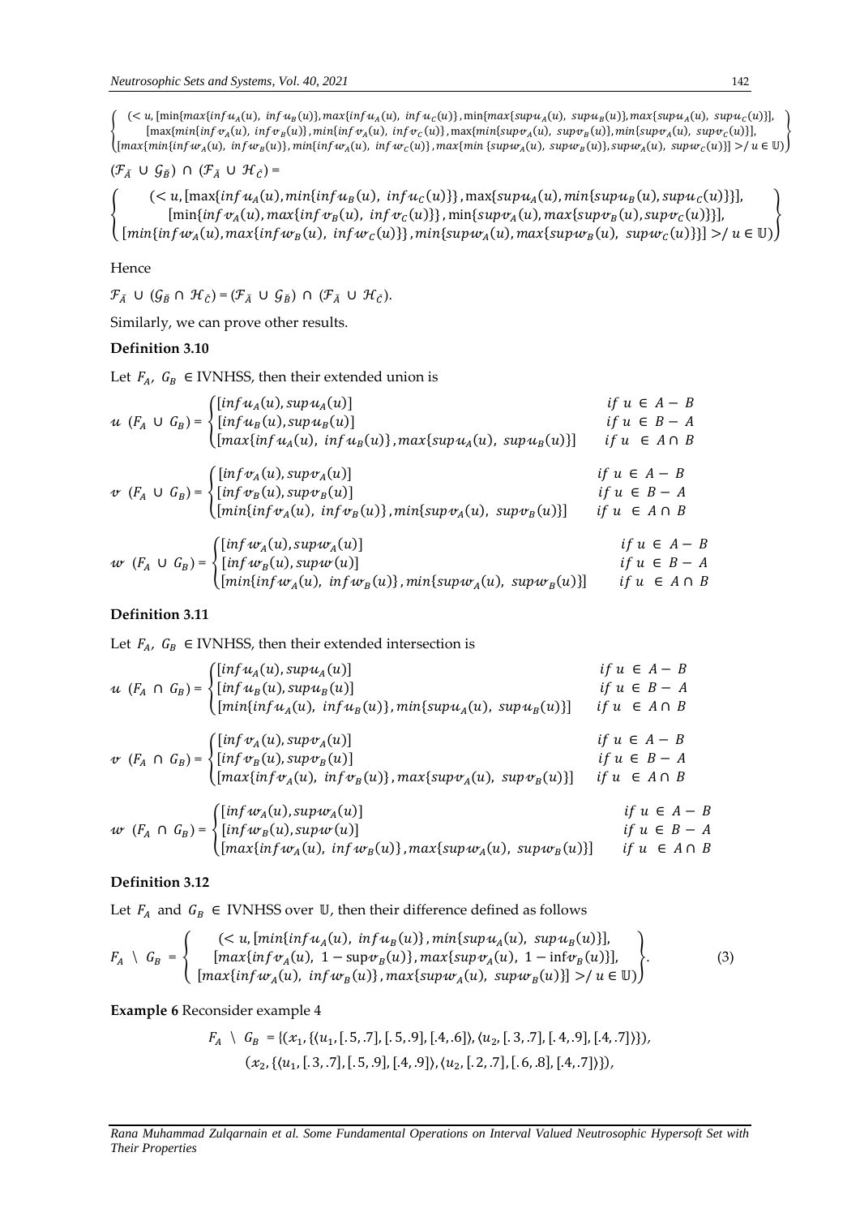$$\left\{ \begin{array}{c} (< u, [\min\{max\{inf\,u_A(u),\ inf\,u_B(u)\}, max\{inf\,u_A(u),\ inf\,u_C(u)\}\}, \min\{max\{sup\,u_A(u),\ sup\,u_B(u)\}, max\{sup\,u_A(u),\ sup\,u_C(u)\}\}], \\ [\max\{min\{inf\,v_A(u),\ inf\,v_B(u)\}, min\{inf\,v_A(u),\ inf\,v_C(u)\}\}, \max\{min\{sup\,v_A(u),\ sup\,v_B(u)\}, min\{sup\,v_A(u),\ sup\,v_C(u)\}\}], \\ [max\{min\{inf\,w_A(u),\ inf\,w_B(u)\}, min\{inf\,w_A(u),\ inf\,w_C(u)\}\}, max\{min\,\{sup\,w_A(u),\ sup\,w_B(u)\}, sup\,w_A(u),\ sup\,w_C(u)\}\}] >/ u \in \mathbb{U}) \end{array} \right\}$$

$(\mathcal{F}_{\ddot{A}} \cup \mathcal{G}_{\ddot{B}}) \cap (\mathcal{F}_{\ddot{A}} \cup \mathcal{H}_{\ddot{C}})$ =

$$\left\{ \begin{array}{c} (< u, [\max\{inf\,u_A(u), min\{inf\,u_B(u),\ inf\,u_C(u)\}\}, \max\{sup\,u_A(u), min\{sup\,u_B(u), sup\,u_C(u)\}\}], \\ [\min\{inf\,v_A(u), max\{inf\,v_B(u),\ inf\,v_C(u)\}\}, \min\{sup\,v_A(u), max\{sup\,v_B(u), sup\,v_C(u)\}\}], \\ [min\{inf\,w_A(u), max\{inf\,w_B(u),\ inf\,w_C(u)\}\}, min\{sup\,w_A(u), max\{sup\,w_B(u),\ sup\,w_C(u)\}\}] >/ u \in \mathbb{U}) \end{array} \right\}$$

Hence

$\mathcal{F}_{\ddot{A}} \cup (\mathcal{G}_{\ddot{B}} \cap \mathcal{H}_{\ddot{C}}) = (\mathcal{F}_{\ddot{A}} \cup \mathcal{G}_{\ddot{B}}) \cap (\mathcal{F}_{\ddot{A}} \cup \mathcal{H}_{\ddot{C}})$.

Similarly, we can prove other results.

**Definition 3.10**

Let $F_A,\ G_B \in$ IVNHSS, then their extended union is

$$u\ (F_A \cup G_B) = \begin{cases} [inf\,u_A(u), sup\,u_A(u)] & if\ u \in A - B \\ [inf\,u_B(u), sup\,u_B(u)] & if\ u \in B - A \\ [max\{inf\,u_A(u),\ inf\,u_B(u)\}, max\{sup\,u_A(u),\ sup\,u_B(u)\}] & if\ u \in A \cap B \end{cases}$$

$$v\ (F_A \cup G_B) = \begin{cases} [inf\,v_A(u), sup\,v_A(u)] & if\ u \in A - B \\ [inf\,v_B(u), sup\,v_B(u)] & if\ u \in B - A \\ [min\{inf\,v_A(u),\ inf\,v_B(u)\}, min\{sup\,v_A(u),\ sup\,v_B(u)\}] & if\ u \in A \cap B \end{cases}$$

$$w\ (F_A \cup G_B) = \begin{cases} [inf\,w_A(u), sup\,w_A(u)] & if\ u \in A - B \\ [inf\,w_B(u), sup\,w(u)] & if\ u \in B - A \\ [min\{inf\,w_A(u),\ inf\,w_B(u)\}, min\{sup\,w_A(u),\ sup\,w_B(u)\}] & if\ u \in A \cap B \end{cases}$$

**Definition 3.11**

Let $F_A,\ G_B \in$ IVNHSS, then their extended intersection is

$$u\ (F_A \cap G_B) = \begin{cases} [inf\,u_A(u), sup\,u_A(u)] & if\ u \in A - B \\ [inf\,u_B(u), sup\,u_B(u)] & if\ u \in B - A \\ [min\{inf\,u_A(u),\ inf\,u_B(u)\}, min\{sup\,u_A(u),\ sup\,u_B(u)\}] & if\ u \in A \cap B \end{cases}$$

$$v\ (F_A \cap G_B) = \begin{cases} [inf\,v_A(u), sup\,v_A(u)] & if\ u \in A - B \\ [inf\,v_B(u), sup\,v_B(u)] & if\ u \in B - A \\ [max\{inf\,v_A(u),\ inf\,v_B(u)\}, max\{sup\,v_A(u),\ sup\,v_B(u)\}] & if\ u \in A \cap B \end{cases}$$

$$w\ (F_A \cap G_B) = \begin{cases} [inf\,w_A(u), sup\,w_A(u)] & if\ u \in A - B \\ [inf\,w_B(u), sup\,w(u)] & if\ u \in B - A \\ [max\{inf\,w_A(u),\ inf\,w_B(u)\}, max\{sup\,w_A(u),\ sup\,w_B(u)\}] & if\ u \in A \cap B \end{cases}$$

**Definition 3.12**

Let $F_A$ and $G_B \in$ IVNHSS over $\mathbb{U}$, then their difference defined as follows

$$F_A \setminus G_B = \left\{ \begin{array}{c} (< u, [min\{inf\,u_A(u),\ inf\,u_B(u)\}, min\{sup\,u_A(u),\ sup\,u_B(u)\}], \\ [max\{inf\,v_A(u),\ 1 - \sup v_B(u)\}, max\{sup\,v_A(u),\ 1 - \inf v_B(u)\}], \\ [max\{inf\,w_A(u),\ inf\,w_B(u)\}, max\{sup\,w_A(u),\ sup\,w_B(u)\}] >/ u \in \mathbb{U}) \end{array} \right\}. \quad (3)$$

**Example 6** Reconsider example 4

$F_A \setminus G_B = \{(x_1, \{\langle u_1, [.5, .7], [.5, .9], [.4, .6]\rangle, \langle u_2, [.3, .7], [.4, .9], [.4, .7]\rangle\}),$
$(x_2, \{\langle u_1, [.3, .7], [.5, .9], [.4, .9]\rangle, \langle u_2, [.2, .7], [.6, .8], [.4, .7]\rangle\}),$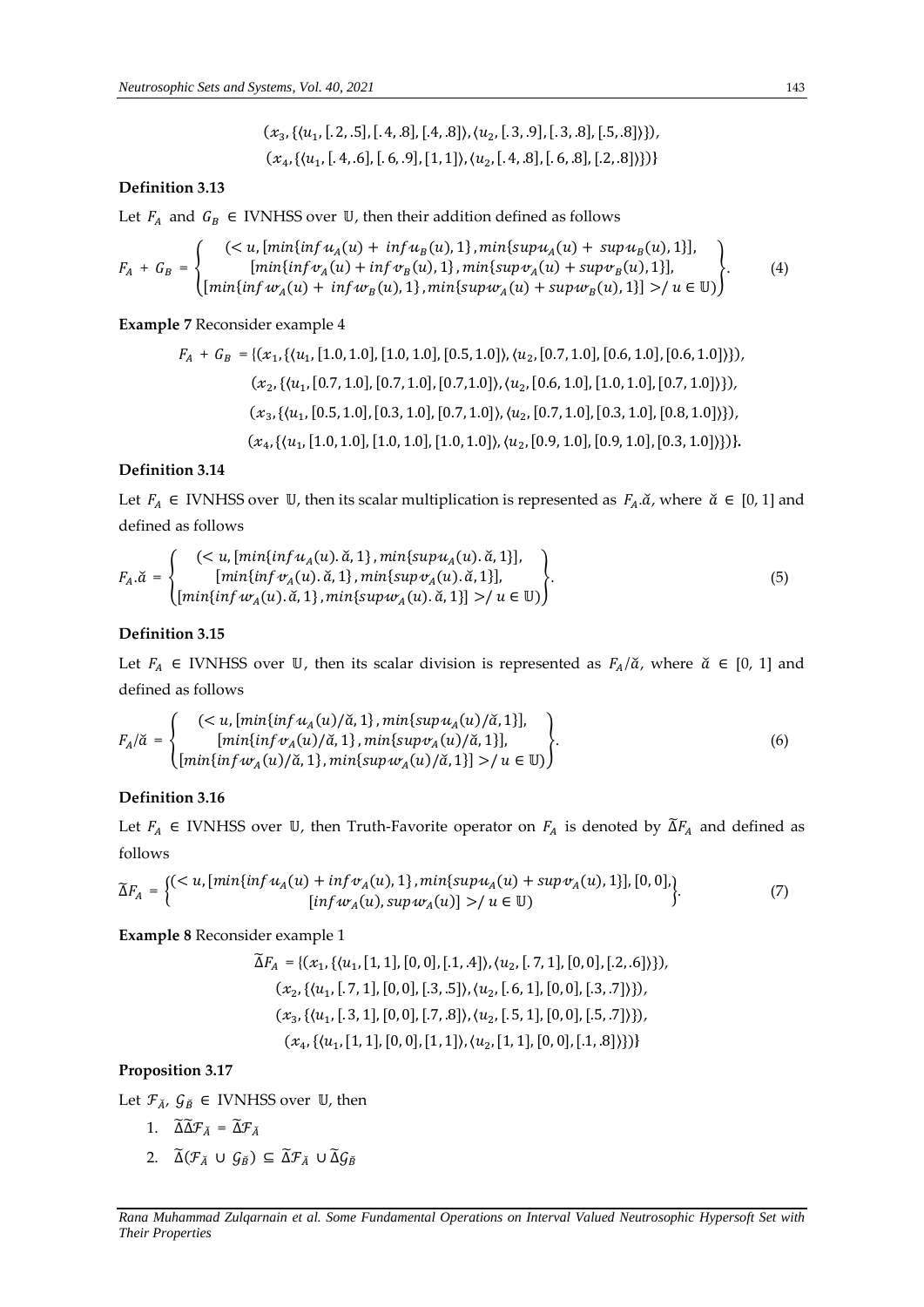$(x_3, \{\langle u_1, [.2, .5], [.4, .8], [.4, .8]\rangle, \langle u_2, [.3, .9], [.3, .8], [.5, .8]\rangle\}),$

$(x_4, \{\langle u_1, [.4, .6], [.6, .9], [1, 1]\rangle, \langle u_2, [.4, .8], [.6, .8], [.2, .8]\rangle\})\}$

### Definition 3.13

Let $F_A$ and $G_B \in$ IVNHSS over $\mathbb{U}$, then their addition defined as follows

$$F_A + G_B = \left\{ \begin{array}{c} (< u, [min\{inf\,u_A(u) + inf\,u_B(u), 1\}, min\{sup\,u_A(u) + sup\,u_B(u), 1\}], \\ [min\{inf\,v_A(u) + inf\,v_B(u), 1\}, min\{sup\,v_A(u) + sup\,v_B(u), 1\}], \\ [min\{inf\,w_A(u) + inf\,w_B(u), 1\}, min\{sup\,w_A(u) + sup\,w_B(u), 1\}] > / \, u \in \mathbb{U}) \end{array} \right\}. \quad (4)$$

**Example 7** Reconsider example 4

$F_A + G_B = \{(x_1, \{\langle u_1, [1.0, 1.0], [1.0, 1.0], [0.5, 1.0]\rangle, \langle u_2, [0.7, 1.0], [0.6, 1.0], [0.6, 1.0]\rangle\}),$

$(x_2, \{\langle u_1, [0.7, 1.0], [0.7, 1.0], [0.7, 1.0]\rangle, \langle u_2, [0.6, 1.0], [1.0, 1.0], [0.7, 1.0]\rangle\}),$

$(x_3, \{\langle u_1, [0.5, 1.0], [0.3, 1.0], [0.7, 1.0]\rangle, \langle u_2, [0.7, 1.0], [0.3, 1.0], [0.8, 1.0]\rangle\}),$

$(x_4, \{\langle u_1, [1.0, 1.0], [1.0, 1.0], [1.0, 1.0]\rangle, \langle u_2, [0.9, 1.0], [0.9, 1.0], [0.3, 1.0]\rangle\})\}.$

### Definition 3.14

Let $F_A \in$ IVNHSS over $\mathbb{U}$, then its scalar multiplication is represented as $F_A.\breve{\alpha}$, where $\breve{\alpha} \in [0, 1]$ and defined as follows

$$F_A.\breve{\alpha} = \left\{ \begin{array}{c} (< u, [min\{inf\,u_A(u).\breve{\alpha}, 1\}, min\{sup\,u_A(u).\breve{\alpha}, 1\}], \\ [min\{inf\,v_A(u).\breve{\alpha}, 1\}, min\{sup\,v_A(u).\breve{\alpha}, 1\}], \\ [min\{inf\,w_A(u).\breve{\alpha}, 1\}, min\{sup\,w_A(u).\breve{\alpha}, 1\}] > / \, u \in \mathbb{U}) \end{array} \right\}. \quad (5)$$

### Definition 3.15

Let $F_A \in$ IVNHSS over $\mathbb{U}$, then its scalar division is represented as $F_A/\breve{\alpha}$, where $\breve{\alpha} \in [0, 1]$ and defined as follows

$$F_A/\breve{\alpha} = \left\{ \begin{array}{c} (< u, [min\{inf\,u_A(u)/\breve{\alpha}, 1\}, min\{sup\,u_A(u)/\breve{\alpha}, 1\}], \\ [min\{inf\,v_A(u)/\breve{\alpha}, 1\}, min\{sup\,v_A(u)/\breve{\alpha}, 1\}], \\ [min\{inf\,w_A(u)/\breve{\alpha}, 1\}, min\{sup\,w_A(u)/\breve{\alpha}, 1\}] > / \, u \in \mathbb{U}) \end{array} \right\}. \quad (6)$$

### Definition 3.16

Let $F_A \in$ IVNHSS over $\mathbb{U}$, then Truth-Favorite operator on $F_A$ is denoted by $\widetilde{\Delta}F_A$ and defined as follows

$$\widetilde{\Delta}F_A = \left\{ \begin{array}{c} (< u, [min\{inf\,u_A(u) + inf\,v_A(u), 1\}, min\{sup\,u_A(u) + sup\,v_A(u), 1\}], [0, 0], \\ [inf\,w_A(u), sup\,w_A(u)] > / \, u \in \mathbb{U}) \end{array} \right\}. \quad (7)$$

**Example 8** Reconsider example 1

$\widetilde{\Delta}F_A = \{(x_1, \{\langle u_1, [1, 1], [0, 0], [.1, .4]\rangle, \langle u_2, [.7, 1], [0, 0], [.2, .6]\rangle\}),$

$(x_2, \{\langle u_1, [.7, 1], [0, 0], [.3, .5]\rangle, \langle u_2, [.6, 1], [0, 0], [.3, .7]\rangle\}),$

$(x_3, \{\langle u_1, [.3, 1], [0, 0], [.7, .8]\rangle, \langle u_2, [.5, 1], [0, 0], [.5, .7]\rangle\}),$

$(x_4, \{\langle u_1, [1, 1], [0, 0], [1, 1]\rangle, \langle u_2, [1, 1], [0, 0], [.1, .8]\rangle\})\}$

### Proposition 3.17

Let $\mathcal{F}_{\breve{A}}$, $\mathcal{G}_{\breve{B}} \in$ IVNHSS over $\mathbb{U}$, then

1. $\widetilde{\Delta}\widetilde{\Delta}\mathcal{F}_{\breve{A}} = \widetilde{\Delta}\mathcal{F}_{\breve{A}}$
2. $\widetilde{\Delta}(\mathcal{F}_{\breve{A}} \cup \mathcal{G}_{\breve{B}}) \subseteq \widetilde{\Delta}\mathcal{F}_{\breve{A}} \cup \widetilde{\Delta}\mathcal{G}_{\breve{B}}$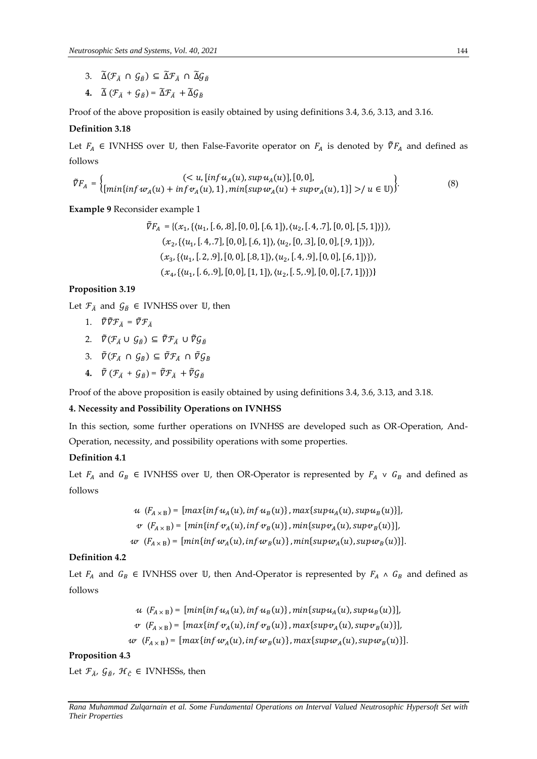3. $\widetilde{\Delta}(\mathcal{F}_{\breve{A}} \cap \mathcal{G}_{\breve{B}}) \subseteq \widetilde{\Delta}\mathcal{F}_{\breve{A}} \cap \widetilde{\Delta}\mathcal{G}_{\breve{B}}$
4. $\widetilde{\Delta}(\mathcal{F}_{\breve{A}} + \mathcal{G}_{\breve{B}}) = \widetilde{\Delta}\mathcal{F}_{\breve{A}} + \widetilde{\Delta}\mathcal{G}_{\breve{B}}$

Proof of the above proposition is easily obtained by using definitions 3.4, 3.6, 3.13, and 3.16.

**Definition 3.18**

Let $F_A \in$ IVNHSS over $\mathbb{U}$, then False-Favorite operator on $F_A$ is denoted by $\tilde{\nabla}F_A$ and defined as follows

$$\tilde{\nabla}F_A = \left\{ \begin{matrix} (< u, [inf\,u_A(u), sup\,u_A(u)], [0,0], \\ [min\{inf\,w_A(u) + inf\,v_A(u), 1\}, min\{sup\,w_A(u) + sup\,v_A(u), 1\}] > / \, u \in \mathbb{U}) \end{matrix} \right\}. \tag{8}$$

**Example 9** Reconsider example 1

$$\begin{aligned} \tilde{\nabla}F_A = \{&(x_1, \{\langle u_1, [.6,.8], [0,0], [.6,1]\rangle, \langle u_2, [.4,.7], [0,0], [.5,1]\rangle\}), \\ &(x_2, \{\langle u_1, [.4,.7], [0,0], [.6,1]\rangle, \langle u_2, [0,.3], [0,0], [.9,1]\rangle\}), \\ &(x_3, \{\langle u_1, [.2,.9], [0,0], [.8,1]\rangle, \langle u_2, [.4,.9], [0,0], [.6,1]\rangle\}), \\ &(x_4, \{\langle u_1, [.6,.9], [0,0], [1,1]\rangle, \langle u_2, [.5,.9], [0,0], [.7,1]\rangle\})\} \end{aligned}$$

**Proposition 3.19**

Let $\mathcal{F}_{\breve{A}}$ and $\mathcal{G}_{\breve{B}} \in$ IVNHSS over $\mathbb{U}$, then

1. $\tilde{\nabla}\tilde{\nabla}\mathcal{F}_{\breve{A}} = \tilde{\nabla}\mathcal{F}_{\breve{A}}$
2. $\tilde{\nabla}(\mathcal{F}_{\breve{A}} \cup \mathcal{G}_{\breve{B}}) \subseteq \tilde{\nabla}\mathcal{F}_{\breve{A}} \cup \tilde{\nabla}\mathcal{G}_{\breve{B}}$
3. $\tilde{\nabla}(\mathcal{F}_{\breve{A}} \cap \mathcal{G}_{\breve{B}}) \subseteq \tilde{\nabla}\mathcal{F}_{\breve{A}} \cap \tilde{\nabla}\mathcal{G}_{\breve{B}}$
4. $\tilde{\nabla}(\mathcal{F}_{\breve{A}} + \mathcal{G}_{\breve{B}}) = \tilde{\nabla}\mathcal{F}_{\breve{A}} + \tilde{\nabla}\mathcal{G}_{\breve{B}}$

Proof of the above proposition is easily obtained by using definitions 3.4, 3.6, 3.13, and 3.18.

**4. Necessity and Possibility Operations on IVNHSS**

In this section, some further operations on IVNHSS are developed such as OR-Operation, And-Operation, necessity, and possibility operations with some properties.

**Definition 4.1**

Let $F_A$ and $G_B \in$ IVNHSS over $\mathbb{U}$, then OR-Operator is represented by $F_A \vee G_B$ and defined as follows

$$\begin{aligned} u\ (F_{A \times B}) &= [max\{inf\,u_A(u), inf\,u_B(u)\}, max\{sup\,u_A(u), sup\,u_B(u)\}], \\ v\ (F_{A \times B}) &= [min\{inf\,v_A(u), inf\,v_B(u)\}, min\{sup\,v_A(u), sup\,v_B(u)\}], \\ w\ (F_{A \times B}) &= [min\{inf\,w_A(u), inf\,w_B(u)\}, min\{sup\,w_A(u), sup\,w_B(u)\}]. \end{aligned}$$

**Definition 4.2**

Let $F_A$ and $G_B \in$ IVNHSS over $\mathbb{U}$, then And-Operator is represented by $F_A \wedge G_B$ and defined as follows

$$\begin{aligned} u\ (F_{A \times B}) &= [min\{inf\,u_A(u), inf\,u_B(u)\}, min\{sup\,u_A(u), sup\,u_B(u)\}], \\ v\ (F_{A \times B}) &= [max\{inf\,v_A(u), inf\,v_B(u)\}, max\{sup\,v_A(u), sup\,v_B(u)\}], \\ w\ (F_{A \times B}) &= [max\{inf\,w_A(u), inf\,w_B(u)\}, max\{sup\,w_A(u), sup\,w_B(u)\}]. \end{aligned}$$

**Proposition 4.3**

Let $\mathcal{F}_{\breve{A}}, \mathcal{G}_{\breve{B}}, \mathcal{H}_{\breve{C}} \in$ IVNHSSs, then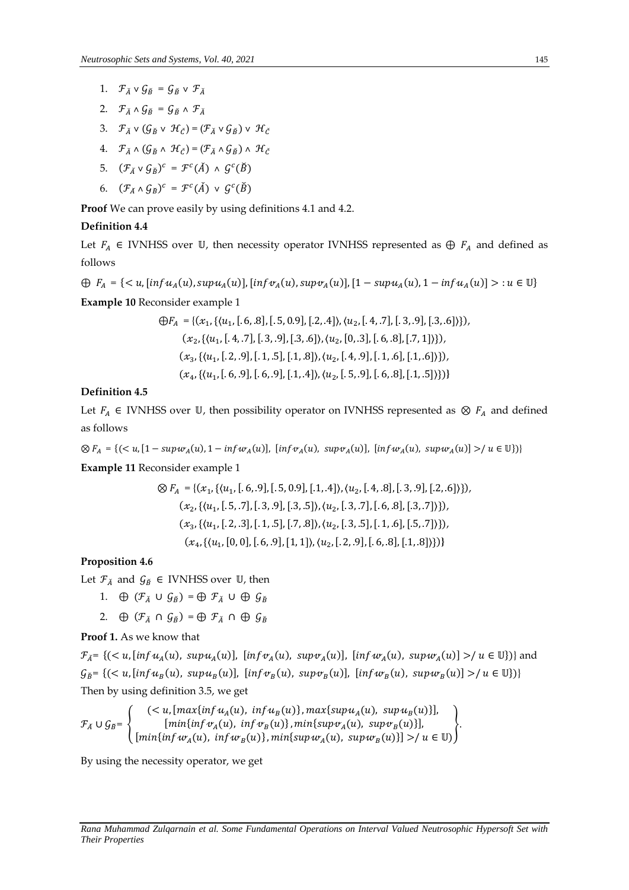1. $\mathcal{F}_{\breve{A}} \vee \mathcal{G}_{\breve{B}} = \mathcal{G}_{\breve{B}} \vee \mathcal{F}_{\breve{A}}$
2. $\mathcal{F}_{\breve{A}} \wedge \mathcal{G}_{\breve{B}} = \mathcal{G}_{\breve{B}} \wedge \mathcal{F}_{\breve{A}}$
3. $\mathcal{F}_{\breve{A}} \vee (\mathcal{G}_{\breve{B}} \vee \mathcal{H}_{\breve{C}}) = (\mathcal{F}_{\breve{A}} \vee \mathcal{G}_{\breve{B}}) \vee \mathcal{H}_{\breve{C}}$
4. $\mathcal{F}_{\breve{A}} \wedge (\mathcal{G}_{\breve{B}} \wedge \mathcal{H}_{\breve{C}}) = (\mathcal{F}_{\breve{A}} \wedge \mathcal{G}_{\breve{B}}) \wedge \mathcal{H}_{\breve{C}}$
5. $(\mathcal{F}_{\breve{A}} \vee \mathcal{G}_{\breve{B}})^c = \mathcal{F}^c(\breve{A}) \wedge \mathcal{G}^c(\breve{B})$
6. $(\mathcal{F}_{\breve{A}} \wedge \mathcal{G}_{\breve{B}})^c = \mathcal{F}^c(\breve{A}) \vee \mathcal{G}^c(\breve{B})$

**Proof** We can prove easily by using definitions 4.1 and 4.2.

**Definition 4.4**

Let $F_A \in$ IVNHSS over $\mathbb{U}$, then necessity operator IVNHSS represented as $\oplus\ F_A$ and defined as follows

$$\oplus\ F_A = \{< u, [inf\,u_A(u), sup\,u_A(u)], [inf\,v_A(u), sup\,v_A(u)], [1 - sup\,u_A(u), 1 - inf\,u_A(u)] > : u \in \mathbb{U}\}$$

**Example 10** Reconsider example 1

$$\begin{aligned}
\oplus F_A = \{&(x_1, \{\langle u_1, [.6, .8], [.5, 0.9], [.2, .4]\rangle, \langle u_2, [.4, .7], [.3, .9], [.3, .6]\rangle\}),\\
&(x_2, \{\langle u_1, [.4, .7], [.3, .9], [.3, .6]\rangle, \langle u_2, [0, .3], [.6, .8], [.7, 1]\rangle\}),\\
&(x_3, \{\langle u_1, [.2, .9], [.1, .5], [.1, .8]\rangle, \langle u_2, [.4, .9], [.1, .6], [.1, .6]\rangle\}),\\
&(x_4, \{\langle u_1, [.6, .9], [.6, .9], [.1, .4]\rangle, \langle u_2, [.5, .9], [.6, .8], [.1, .5]\rangle\})\}
\end{aligned}$$

**Definition 4.5**

Let $F_A \in$ IVNHSS over $\mathbb{U}$, then possibility operator on IVNHSS represented as $\otimes\ F_A$ and defined as follows

$$\otimes F_A = \{(< u, [1 - sup\,w_A(u), 1 - inf\,w_A(u)],\ [inf\,v_A(u),\ sup\,v_A(u)],\ [inf\,w_A(u),\ sup\,w_A(u)] > / u \in \mathbb{U}\})\}$$

**Example 11** Reconsider example 1

$$\begin{aligned}
\otimes F_A = \{&(x_1, \{\langle u_1, [.6, .9], [.5, 0.9], [.1, .4]\rangle, \langle u_2, [.4, .8], [.3, .9], [.2, .6]\rangle\}),\\
&(x_2, \{\langle u_1, [.5, .7], [.3, .9], [.3, .5]\rangle, \langle u_2, [.3, .7], [.6, .8], [.3, .7]\rangle\}),\\
&(x_3, \{\langle u_1, [.2, .3], [.1, .5], [.7, .8]\rangle, \langle u_2, [.3, .5], [.1, .6], [.5, .7]\rangle\}),\\
&(x_4, \{\langle u_1, [0, 0], [.6, .9], [1, 1]\rangle, \langle u_2, [.2, .9], [.6, .8], [.1, .8]\rangle\})\}
\end{aligned}$$

**Proposition 4.6**

Let $\mathcal{F}_{\breve{A}}$ and $\mathcal{G}_{\breve{B}} \in$ IVNHSS over $\mathbb{U}$, then

1. $\oplus\ (\mathcal{F}_{\breve{A}} \cup \mathcal{G}_{\breve{B}}) = \oplus\ \mathcal{F}_{\breve{A}} \cup \oplus\ \mathcal{G}_{\breve{B}}$
2. $\oplus\ (\mathcal{F}_{\breve{A}} \cap \mathcal{G}_{\breve{B}}) = \oplus\ \mathcal{F}_{\breve{A}} \cap \oplus\ \mathcal{G}_{\breve{B}}$

**Proof 1.** As we know that

$\mathcal{F}_{\breve{A}} = \{(< u, [inf\,u_A(u),\ sup\,u_A(u)],\ [inf\,v_A(u),\ sup\,v_A(u)],\ [inf\,w_A(u),\ sup\,w_A(u)] > / u \in \mathbb{U}\})\}$ and

$\mathcal{G}_{\breve{B}} = \{(< u, [inf\,u_B(u),\ sup\,u_B(u)],\ [inf\,v_B(u),\ sup\,v_B(u)],\ [inf\,w_B(u),\ sup\,w_B(u)] > / u \in \mathbb{U}\})\}$

Then by using definition 3.5, we get

$$\mathcal{F}_{\breve{A}} \cup \mathcal{G}_{\breve{B}} = \left\{\begin{array}{c}(< u, [max\{inf\,u_A(u),\ inf\,u_B(u)\}, max\{sup\,u_A(u),\ sup\,u_B(u)\}],\\ [min\{inf\,v_A(u),\ inf\,v_B(u)\}, min\{sup\,v_A(u),\ sup\,v_B(u)\}],\\ [min\{inf\,w_A(u),\ inf\,w_B(u)\}, min\{sup\,w_A(u),\ sup\,w_B(u)\}] > / u \in \mathbb{U})\end{array}\right\}.$$

By using the necessity operator, we get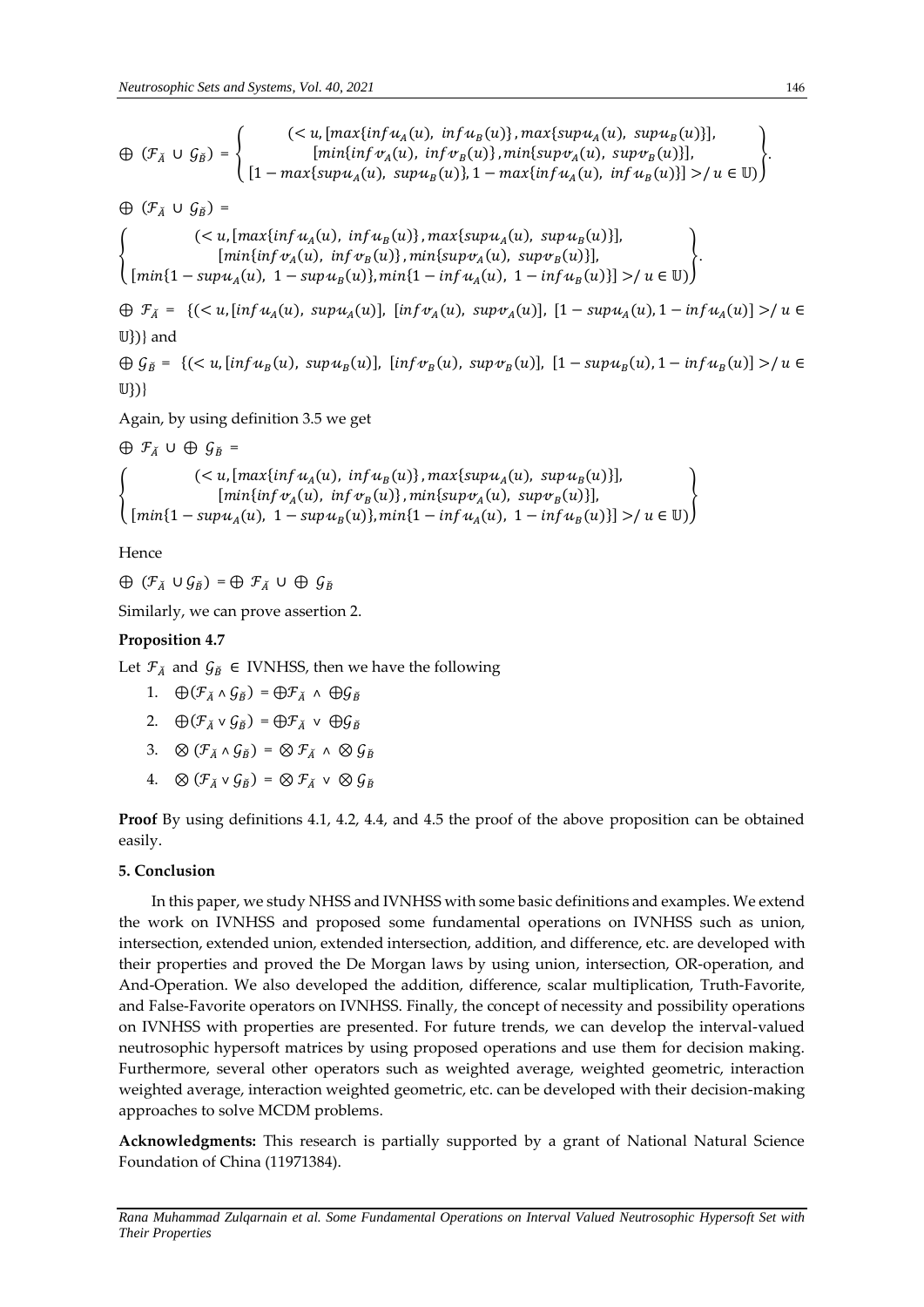$$\oplus\ (\mathcal{F}_{\breve{A}} \cup \mathcal{G}_{\breve{B}}) = \left\{\begin{array}{c}(< u, [max\{inf\,u_A(u),\ inf\,u_B(u)\}, max\{sup\,u_A(u),\ sup\,u_B(u)\}], \\ [min\{inf\,v_A(u),\ inf\,v_B(u)\}, min\{sup\,v_A(u),\ sup\,v_B(u)\}], \\ [1 - max\{sup\,u_A(u),\ sup\,u_B(u)\}, 1 - max\{inf\,u_A(u),\ inf\,u_B(u)\}] >/ u \in \mathbb{U})\end{array}\right\}.$$

$$\oplus\ (\mathcal{F}_{\breve{A}} \cup \mathcal{G}_{\breve{B}}) =$$

$$\left\{\begin{array}{c}(< u, [max\{inf\,u_A(u),\ inf\,u_B(u)\}, max\{sup\,u_A(u),\ sup\,u_B(u)\}], \\ [min\{inf\,v_A(u),\ inf\,v_B(u)\}, min\{sup\,v_A(u),\ sup\,v_B(u)\}], \\ [min\{1 - sup\,u_A(u),\ 1 - sup\,u_B(u)\}, min\{1 - inf\,u_A(u),\ 1 - inf\,u_B(u)\}] >/ u \in \mathbb{U})\end{array}\right\}.$$

$\oplus\ \mathcal{F}_{\breve{A}} = \{(< u, [inf\,u_A(u),\ sup\,u_A(u)],\ [inf\,v_A(u),\ sup\,v_A(u)],\ [1 - sup\,u_A(u), 1 - inf\,u_A(u)] >/ u \in \mathbb{U}\})\}$ and

$\oplus\ \mathcal{G}_{\breve{B}} = \{(< u, [inf\,u_B(u),\ sup\,u_B(u)],\ [inf\,v_B(u),\ sup\,v_B(u)],\ [1 - sup\,u_B(u), 1 - inf\,u_B(u)] >/ u \in \mathbb{U}\})\}$

Again, by using definition 3.5 we get

$$\oplus\ \mathcal{F}_{\breve{A}} \cup \oplus\ \mathcal{G}_{\breve{B}} =$$

$$\left\{\begin{array}{c}(< u, [max\{inf\,u_A(u),\ inf\,u_B(u)\}, max\{sup\,u_A(u),\ sup\,u_B(u)\}], \\ [min\{inf\,v_A(u),\ inf\,v_B(u)\}, min\{sup\,v_A(u),\ sup\,v_B(u)\}], \\ [min\{1 - sup\,u_A(u),\ 1 - sup\,u_B(u)\}, min\{1 - inf\,u_A(u),\ 1 - inf\,u_B(u)\}] >/ u \in \mathbb{U})\end{array}\right\}$$

Hence

$\oplus\ (\mathcal{F}_{\breve{A}} \cup \mathcal{G}_{\breve{B}}) = \oplus\ \mathcal{F}_{\breve{A}} \cup \oplus\ \mathcal{G}_{\breve{B}}$

Similarly, we can prove assertion 2.

**Proposition 4.7**

Let $\mathcal{F}_{\breve{A}}$ and $\mathcal{G}_{\breve{B}} \in$ IVNHSS, then we have the following

1. $\oplus(\mathcal{F}_{\breve{A}} \wedge \mathcal{G}_{\breve{B}}) = \oplus\mathcal{F}_{\breve{A}} \wedge \oplus\mathcal{G}_{\breve{B}}$
2. $\oplus(\mathcal{F}_{\breve{A}} \vee \mathcal{G}_{\breve{B}}) = \oplus\mathcal{F}_{\breve{A}} \vee \oplus\mathcal{G}_{\breve{B}}$
3. $\otimes\ (\mathcal{F}_{\breve{A}} \wedge \mathcal{G}_{\breve{B}}) = \otimes\ \mathcal{F}_{\breve{A}} \wedge \otimes\ \mathcal{G}_{\breve{B}}$
4. $\otimes\ (\mathcal{F}_{\breve{A}} \vee \mathcal{G}_{\breve{B}}) = \otimes\ \mathcal{F}_{\breve{A}} \vee \otimes\ \mathcal{G}_{\breve{B}}$

**Proof** By using definitions 4.1, 4.2, 4.4, and 4.5 the proof of the above proposition can be obtained easily.

## 5. Conclusion

In this paper, we study NHSS and IVNHSS with some basic definitions and examples. We extend the work on IVNHSS and proposed some fundamental operations on IVNHSS such as union, intersection, extended union, extended intersection, addition, and difference, etc. are developed with their properties and proved the De Morgan laws by using union, intersection, OR-operation, and And-Operation. We also developed the addition, difference, scalar multiplication, Truth-Favorite, and False-Favorite operators on IVNHSS. Finally, the concept of necessity and possibility operations on IVNHSS with properties are presented. For future trends, we can develop the interval-valued neutrosophic hypersoft matrices by using proposed operations and use them for decision making. Furthermore, several other operators such as weighted average, weighted geometric, interaction weighted average, interaction weighted geometric, etc. can be developed with their decision-making approaches to solve MCDM problems.

**Acknowledgments:** This research is partially supported by a grant of National Natural Science Foundation of China (11971384).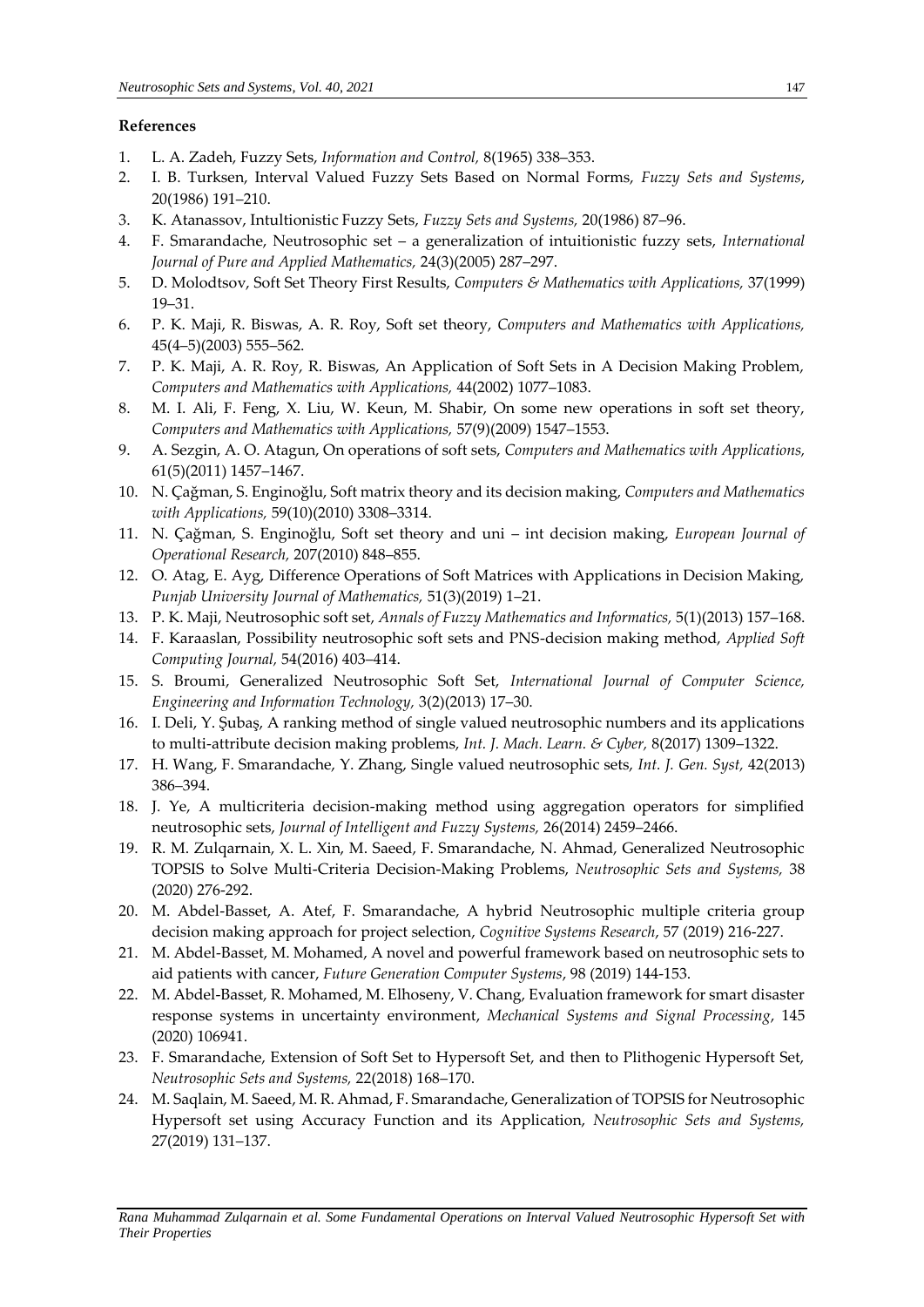**References**

1. L. A. Zadeh, Fuzzy Sets, *Information and Control,* 8(1965) 338–353.
2. I. B. Turksen, Interval Valued Fuzzy Sets Based on Normal Forms, *Fuzzy Sets and Systems*, 20(1986) 191–210.
3. K. Atanassov, Intultionistic Fuzzy Sets, *Fuzzy Sets and Systems,* 20(1986) 87–96.
4. F. Smarandache, Neutrosophic set – a generalization of intuitionistic fuzzy sets, *International Journal of Pure and Applied Mathematics,* 24(3)(2005) 287–297.
5. D. Molodtsov, Soft Set Theory First Results, *Computers & Mathematics with Applications,* 37(1999) 19–31.
6. P. K. Maji, R. Biswas, A. R. Roy, Soft set theory, *Computers and Mathematics with Applications,* 45(4–5)(2003) 555–562.
7. P. K. Maji, A. R. Roy, R. Biswas, An Application of Soft Sets in A Decision Making Problem, *Computers and Mathematics with Applications,* 44(2002) 1077–1083.
8. M. I. Ali, F. Feng, X. Liu, W. Keun, M. Shabir, On some new operations in soft set theory, *Computers and Mathematics with Applications,* 57(9)(2009) 1547–1553.
9. A. Sezgin, A. O. Atagun, On operations of soft sets, *Computers and Mathematics with Applications,* 61(5)(2011) 1457–1467.
10. N. Çağman, S. Enginoğlu, Soft matrix theory and its decision making, *Computers and Mathematics with Applications,* 59(10)(2010) 3308–3314.
11. N. Çağman, S. Enginoğlu, Soft set theory and uni – int decision making, *European Journal of Operational Research,* 207(2010) 848–855.
12. O. Atag, E. Ayg, Difference Operations of Soft Matrices with Applications in Decision Making, *Punjab University Journal of Mathematics,* 51(3)(2019) 1–21.
13. P. K. Maji, Neutrosophic soft set, *Annals of Fuzzy Mathematics and Informatics,* 5(1)(2013) 157–168.
14. F. Karaaslan, Possibility neutrosophic soft sets and PNS-decision making method, *Applied Soft Computing Journal,* 54(2016) 403–414.
15. S. Broumi, Generalized Neutrosophic Soft Set, *International Journal of Computer Science, Engineering and Information Technology,* 3(2)(2013) 17–30.
16. I. Deli, Y. Şubaş, A ranking method of single valued neutrosophic numbers and its applications to multi-attribute decision making problems, *Int. J. Mach. Learn. & Cyber,* 8(2017) 1309–1322.
17. H. Wang, F. Smarandache, Y. Zhang, Single valued neutrosophic sets, *Int. J. Gen. Syst,* 42(2013) 386–394.
18. J. Ye, A multicriteria decision-making method using aggregation operators for simplified neutrosophic sets, *Journal of Intelligent and Fuzzy Systems,* 26(2014) 2459–2466.
19. R. M. Zulqarnain, X. L. Xin, M. Saeed, F. Smarandache, N. Ahmad, Generalized Neutrosophic TOPSIS to Solve Multi-Criteria Decision-Making Problems, *Neutrosophic Sets and Systems,* 38 (2020) 276-292.
20. M. Abdel-Basset, A. Atef, F. Smarandache, A hybrid Neutrosophic multiple criteria group decision making approach for project selection, *Cognitive Systems Research*, 57 (2019) 216-227.
21. M. Abdel-Basset, M. Mohamed, A novel and powerful framework based on neutrosophic sets to aid patients with cancer, *Future Generation Computer Systems*, 98 (2019) 144-153.
22. M. Abdel-Basset, R. Mohamed, M. Elhoseny, V. Chang, Evaluation framework for smart disaster response systems in uncertainty environment, *Mechanical Systems and Signal Processing*, 145 (2020) 106941.
23. F. Smarandache, Extension of Soft Set to Hypersoft Set, and then to Plithogenic Hypersoft Set, *Neutrosophic Sets and Systems,* 22(2018) 168–170.
24. M. Saqlain, M. Saeed, M. R. Ahmad, F. Smarandache, Generalization of TOPSIS for Neutrosophic Hypersoft set using Accuracy Function and its Application, *Neutrosophic Sets and Systems,* 27(2019) 131–137.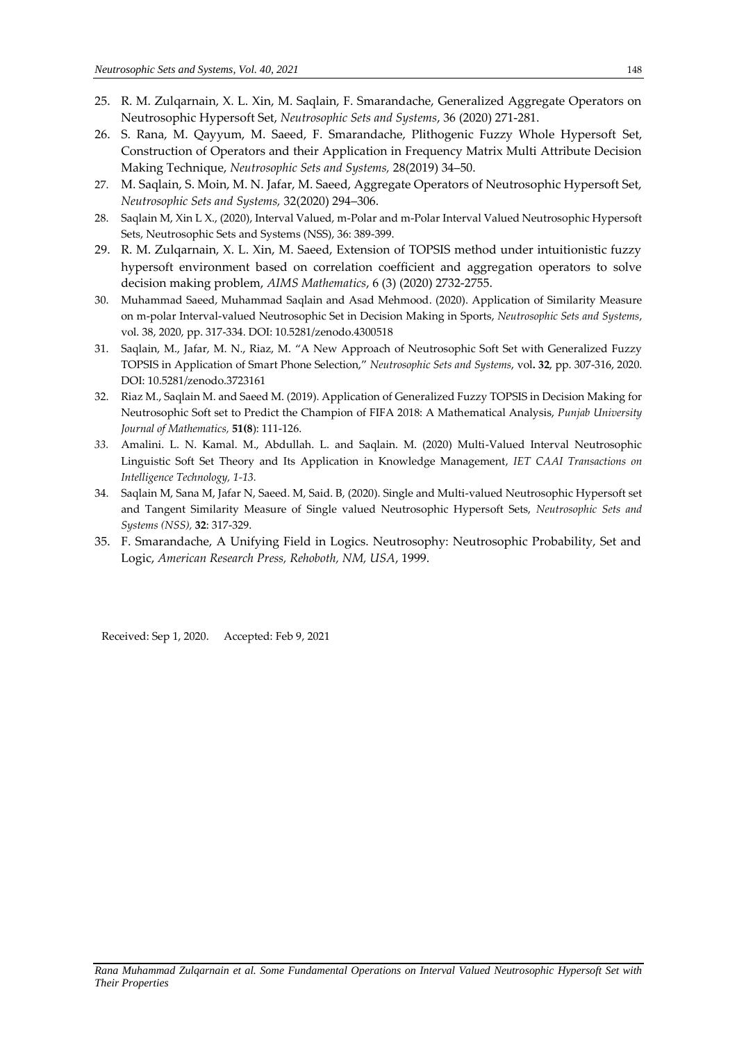25. R. M. Zulqarnain, X. L. Xin, M. Saqlain, F. Smarandache, Generalized Aggregate Operators on Neutrosophic Hypersoft Set, *Neutrosophic Sets and Systems*, 36 (2020) 271-281.
26. S. Rana, M. Qayyum, M. Saeed, F. Smarandache, Plithogenic Fuzzy Whole Hypersoft Set, Construction of Operators and their Application in Frequency Matrix Multi Attribute Decision Making Technique, *Neutrosophic Sets and Systems,* 28(2019) 34–50.
27. M. Saqlain, S. Moin, M. N. Jafar, M. Saeed, Aggregate Operators of Neutrosophic Hypersoft Set, *Neutrosophic Sets and Systems,* 32(2020) 294–306.
28. Saqlain M, Xin L X., (2020), Interval Valued, m-Polar and m-Polar Interval Valued Neutrosophic Hypersoft Sets, Neutrosophic Sets and Systems (NSS), 36: 389-399.
29. R. M. Zulqarnain, X. L. Xin, M. Saeed, Extension of TOPSIS method under intuitionistic fuzzy hypersoft environment based on correlation coefficient and aggregation operators to solve decision making problem, *AIMS Mathematics*, 6 (3) (2020) 2732-2755.
30. Muhammad Saeed, Muhammad Saqlain and Asad Mehmood. (2020). Application of Similarity Measure on m-polar Interval-valued Neutrosophic Set in Decision Making in Sports, *Neutrosophic Sets and Systems*, vol. 38, 2020, pp. 317-334. DOI: 10.5281/zenodo.4300518
31. Saqlain, M., Jafar, M. N., Riaz, M. "A New Approach of Neutrosophic Soft Set with Generalized Fuzzy TOPSIS in Application of Smart Phone Selection," *Neutrosophic Sets and Systems*, vol**. 32**, pp. 307-316, 2020. DOI: 10.5281/zenodo.3723161
32. Riaz M., Saqlain M. and Saeed M. (2019). Application of Generalized Fuzzy TOPSIS in Decision Making for Neutrosophic Soft set to Predict the Champion of FIFA 2018: A Mathematical Analysis, *Punjab University Journal of Mathematics,* **51(8**): 111-126.
33. Amalini. L. N. Kamal. M., Abdullah. L. and Saqlain. M. (2020) Multi-Valued Interval Neutrosophic Linguistic Soft Set Theory and Its Application in Knowledge Management, *IET CAAI Transactions on Intelligence Technology, 1-13.*
34. Saqlain M, Sana M, Jafar N, Saeed. M, Said. B, (2020). Single and Multi-valued Neutrosophic Hypersoft set and Tangent Similarity Measure of Single valued Neutrosophic Hypersoft Sets, *Neutrosophic Sets and Systems (NSS),* **32**: 317-329.
35. F. Smarandache, A Unifying Field in Logics. Neutrosophy: Neutrosophic Probability, Set and Logic, *American Research Press, Rehoboth, NM, USA*, 1999.

Received: Sep 1, 2020. Accepted: Feb 9, 2021